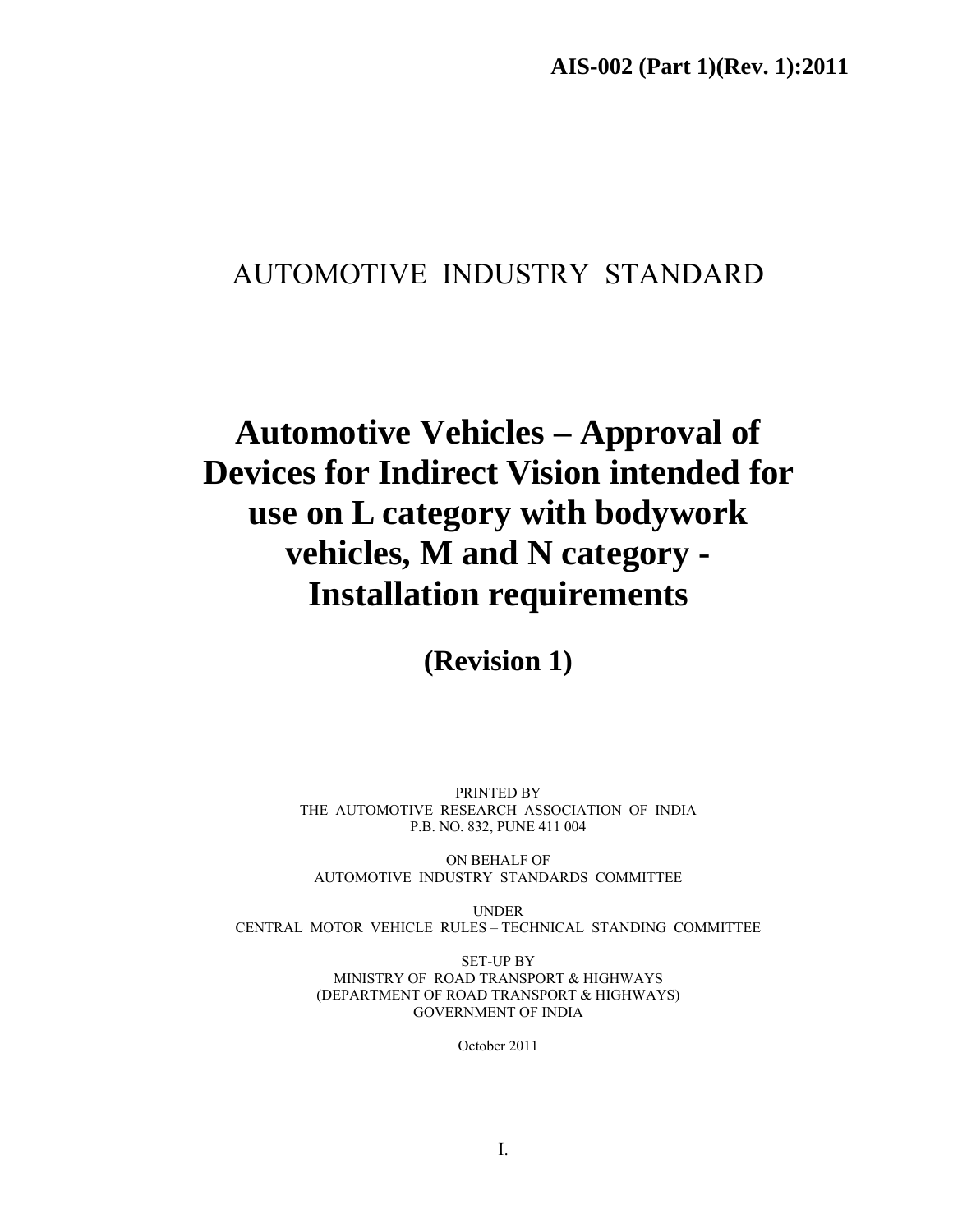AIS-002 (Part 1)(Rev. 1):2011

# AUTOMOTIVE INDUSTRY STANDARD

# Automotive Vehicles – Approval of Devices for Indirect Vision intended for use on L category with bodywork vehicles, M and N category - Installation requirements

## (Revision 1)

PRINTED BY
THE AUTOMOTIVE RESEARCH ASSOCIATION OF INDIA
P.B. NO. 832, PUNE 411 004

ON BEHALF OF
AUTOMOTIVE INDUSTRY STANDARDS COMMITTEE

UNDER
CENTRAL MOTOR VEHICLE RULES – TECHNICAL STANDING COMMITTEE

SET-UP BY
MINISTRY OF ROAD TRANSPORT & HIGHWAYS
(DEPARTMENT OF ROAD TRANSPORT & HIGHWAYS)
GOVERNMENT OF INDIA

October 2011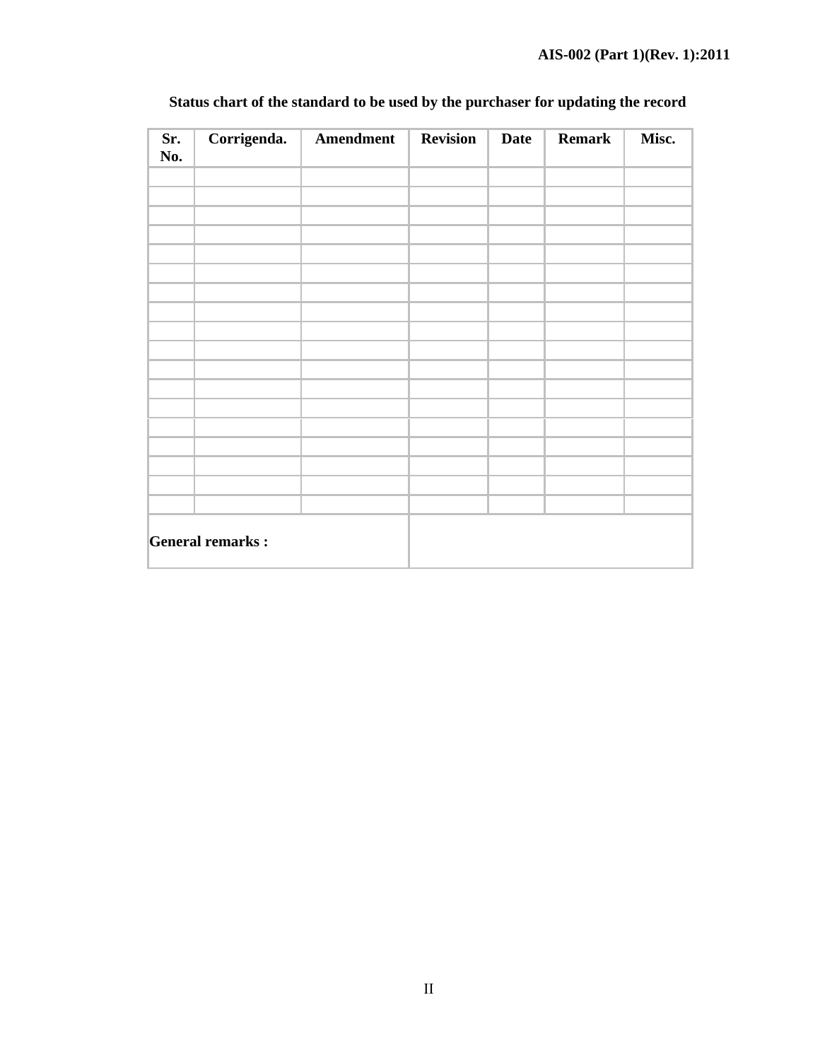**Status chart of the standard to be used by the purchaser for updating the record**

| Sr. No. | Corrigenda. | Amendment | Revision | Date | Remark | Misc. |
|---|---|---|---|---|---|---|
| | | | | | | |
| | | | | | | |
| | | | | | | |
| | | | | | | |
| | | | | | | |
| | | | | | | |
| | | | | | | |
| | | | | | | |
| | | | | | | |
| | | | | | | |
| | | | | | | |
| | | | | | | |
| | | | | | | |
| | | | | | | |
| | | | | | | |
| | | | | | | |
| | | | | | | |
| | | | | | | |
| **General remarks :** | | | | | | |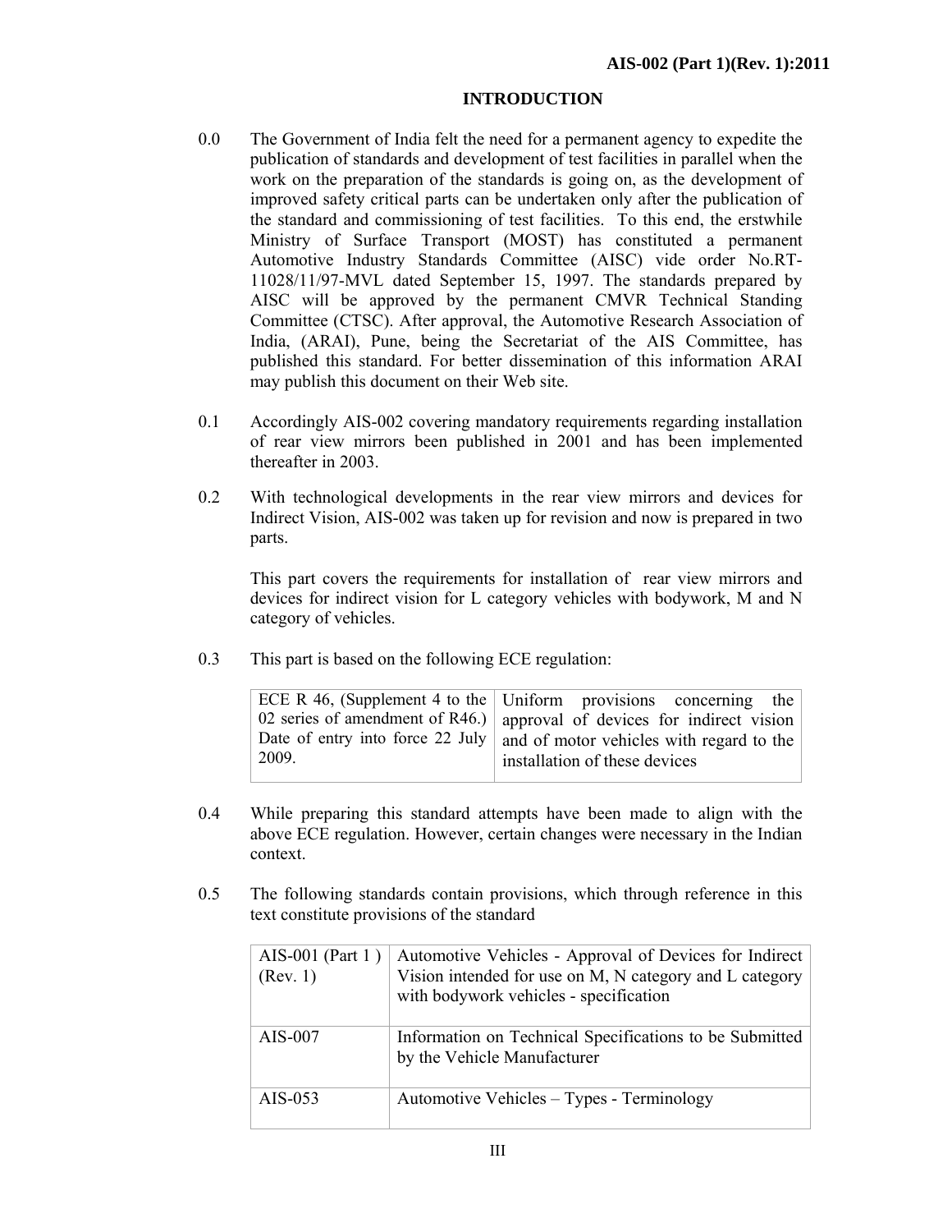## INTRODUCTION

0.0 The Government of India felt the need for a permanent agency to expedite the publication of standards and development of test facilities in parallel when the work on the preparation of the standards is going on, as the development of improved safety critical parts can be undertaken only after the publication of the standard and commissioning of test facilities. To this end, the erstwhile Ministry of Surface Transport (MOST) has constituted a permanent Automotive Industry Standards Committee (AISC) vide order No.RT-11028/11/97-MVL dated September 15, 1997. The standards prepared by AISC will be approved by the permanent CMVR Technical Standing Committee (CTSC). After approval, the Automotive Research Association of India, (ARAI), Pune, being the Secretariat of the AIS Committee, has published this standard. For better dissemination of this information ARAI may publish this document on their Web site.

0.1 Accordingly AIS-002 covering mandatory requirements regarding installation of rear view mirrors been published in 2001 and has been implemented thereafter in 2003.

0.2 With technological developments in the rear view mirrors and devices for Indirect Vision, AIS-002 was taken up for revision and now is prepared in two parts.

This part covers the requirements for installation of rear view mirrors and devices for indirect vision for L category vehicles with bodywork, M and N category of vehicles.

0.3 This part is based on the following ECE regulation:

| | |
|---|---|
| ECE R 46, (Supplement 4 to the 02 series of amendment of R46.) Date of entry into force 22 July 2009. | Uniform provisions concerning the approval of devices for indirect vision and of motor vehicles with regard to the installation of these devices |

0.4 While preparing this standard attempts have been made to align with the above ECE regulation. However, certain changes were necessary in the Indian context.

0.5 The following standards contain provisions, which through reference in this text constitute provisions of the standard

| | |
|---|---|
| AIS-001 (Part 1 ) (Rev. 1) | Automotive Vehicles - Approval of Devices for Indirect Vision intended for use on M, N category and L category with bodywork vehicles - specification |
| AIS-007 | Information on Technical Specifications to be Submitted by the Vehicle Manufacturer |
| AIS-053 | Automotive Vehicles – Types - Terminology |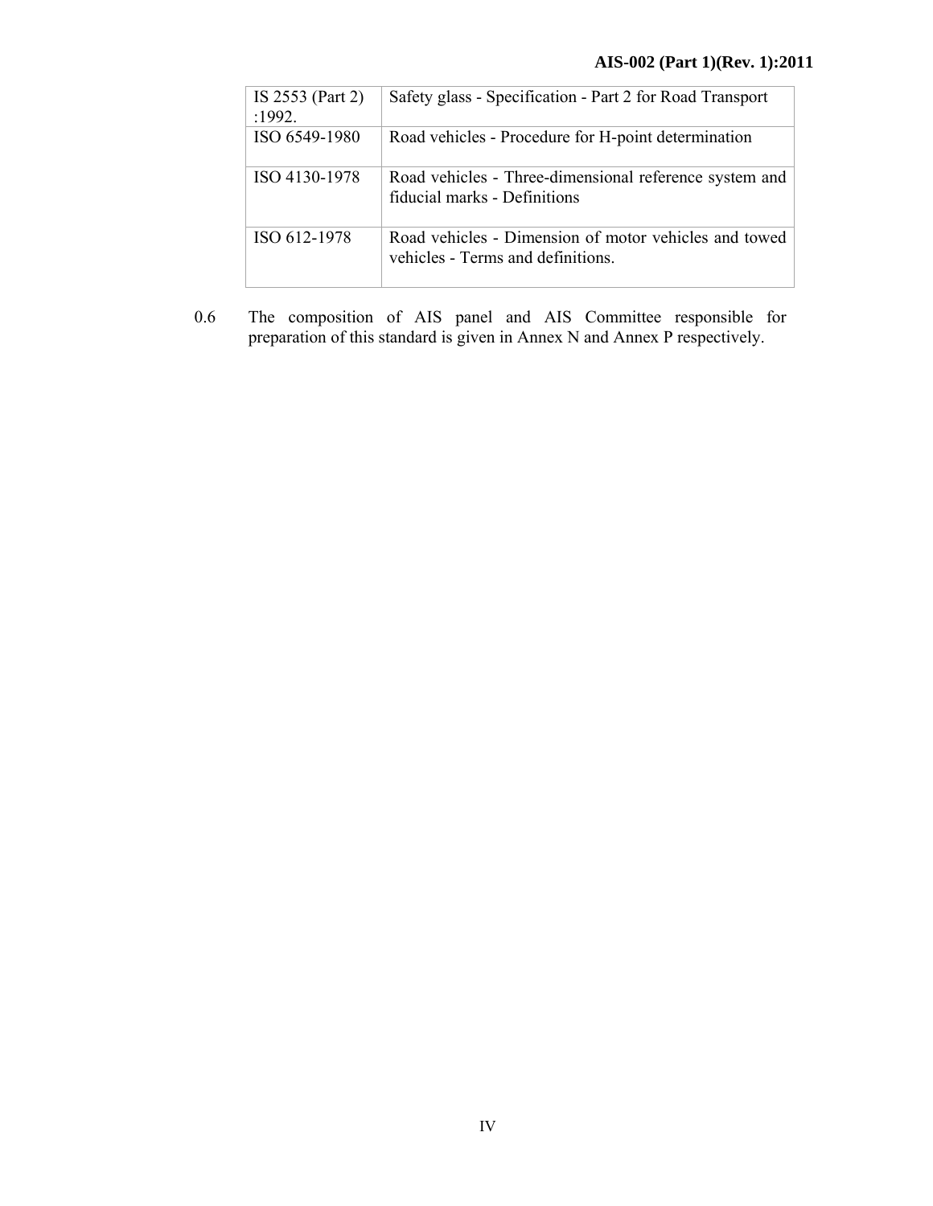| IS 2553 (Part 2) :1992. | Safety glass - Specification - Part 2 for Road Transport |
|---|---|
| ISO 6549-1980 | Road vehicles - Procedure for H-point determination |
| ISO 4130-1978 | Road vehicles - Three-dimensional reference system and fiducial marks - Definitions |
| ISO 612-1978 | Road vehicles - Dimension of motor vehicles and towed vehicles - Terms and definitions. |

0.6 The composition of AIS panel and AIS Committee responsible for preparation of this standard is given in Annex N and Annex P respectively.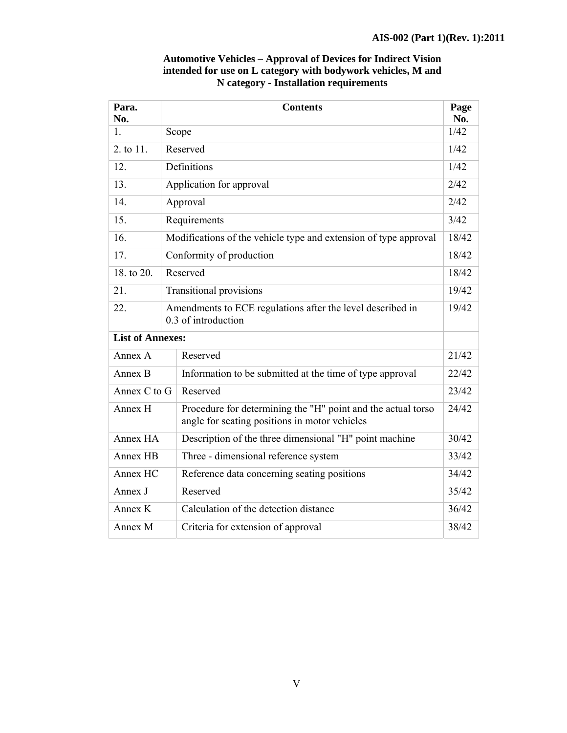**Automotive Vehicles – Approval of Devices for Indirect Vision intended for use on L category with bodywork vehicles, M and N category - Installation requirements**

| Para. No. | Contents | Page No. |
|---|---|---|
| 1. | Scope | 1/42 |
| 2. to 11. | Reserved | 1/42 |
| 12. | Definitions | 1/42 |
| 13. | Application for approval | 2/42 |
| 14. | Approval | 2/42 |
| 15. | Requirements | 3/42 |
| 16. | Modifications of the vehicle type and extension of type approval | 18/42 |
| 17. | Conformity of production | 18/42 |
| 18. to 20. | Reserved | 18/42 |
| 21. | Transitional provisions | 19/42 |
| 22. | Amendments to ECE regulations after the level described in 0.3 of introduction | 19/42 |
| **List of Annexes:** | | |
| Annex A | Reserved | 21/42 |
| Annex B | Information to be submitted at the time of type approval | 22/42 |
| Annex C to G | Reserved | 23/42 |
| Annex H | Procedure for determining the "H" point and the actual torso angle for seating positions in motor vehicles | 24/42 |
| Annex HA | Description of the three dimensional "H" point machine | 30/42 |
| Annex HB | Three - dimensional reference system | 33/42 |
| Annex HC | Reference data concerning seating positions | 34/42 |
| Annex J | Reserved | 35/42 |
| Annex K | Calculation of the detection distance | 36/42 |
| Annex M | Criteria for extension of approval | 38/42 |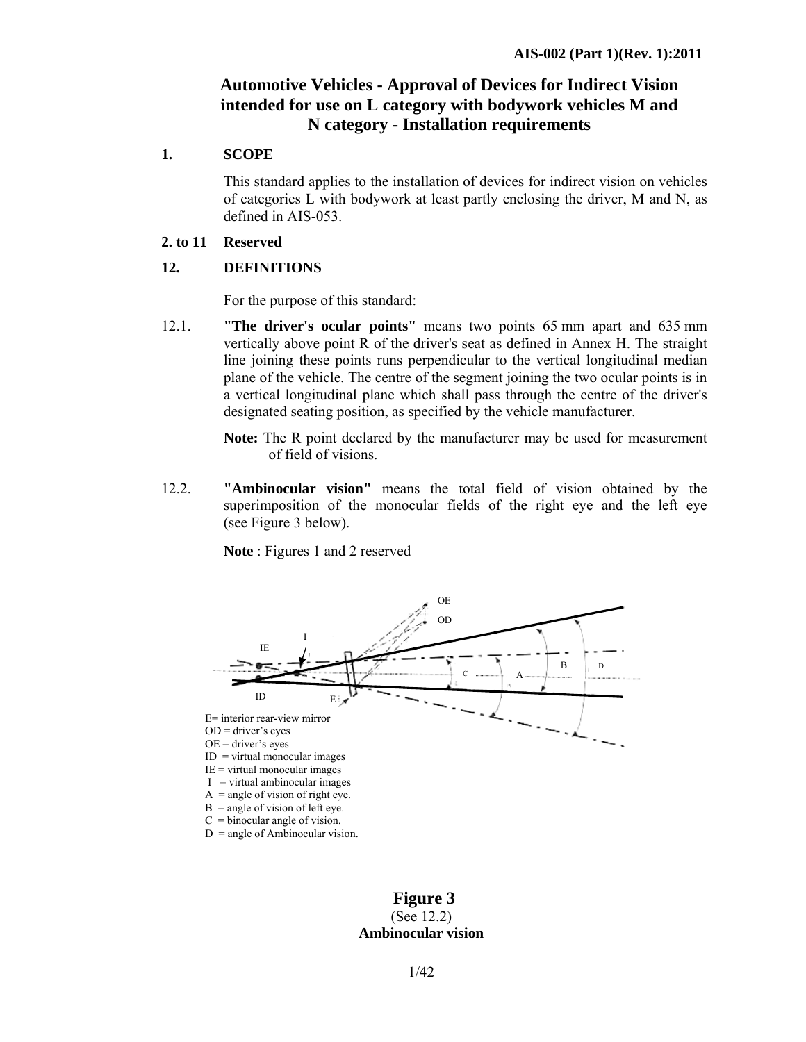# Automotive Vehicles - Approval of Devices for Indirect Vision intended for use on L category with bodywork vehicles M and N category - Installation requirements

## 1. SCOPE

This standard applies to the installation of devices for indirect vision on vehicles of categories L with bodywork at least partly enclosing the driver, M and N, as defined in AIS-053.

## 2. to 11 Reserved

## 12. DEFINITIONS

For the purpose of this standard:

12.1. **"The driver's ocular points"** means two points 65 mm apart and 635 mm vertically above point R of the driver's seat as defined in Annex H. The straight line joining these points runs perpendicular to the vertical longitudinal median plane of the vehicle. The centre of the segment joining the two ocular points is in a vertical longitudinal plane which shall pass through the centre of the driver's designated seating position, as specified by the vehicle manufacturer.

**Note:** The R point declared by the manufacturer may be used for measurement of field of visions.

12.2. **"Ambinocular vision"** means the total field of vision obtained by the superimposition of the monocular fields of the right eye and the left eye (see Figure 3 below).

**Note** : Figures 1 and 2 reserved

E= interior rear-view mirror
OD = driver's eyes
OE = driver's eyes
ID = virtual monocular images
IE = virtual monocular images
I = virtual ambinocular images
A = angle of vision of right eye.
B = angle of vision of left eye.
C = binocular angle of vision.
D = angle of Ambinocular vision.

**Figure 3**
(See 12.2)
**Ambinocular vision**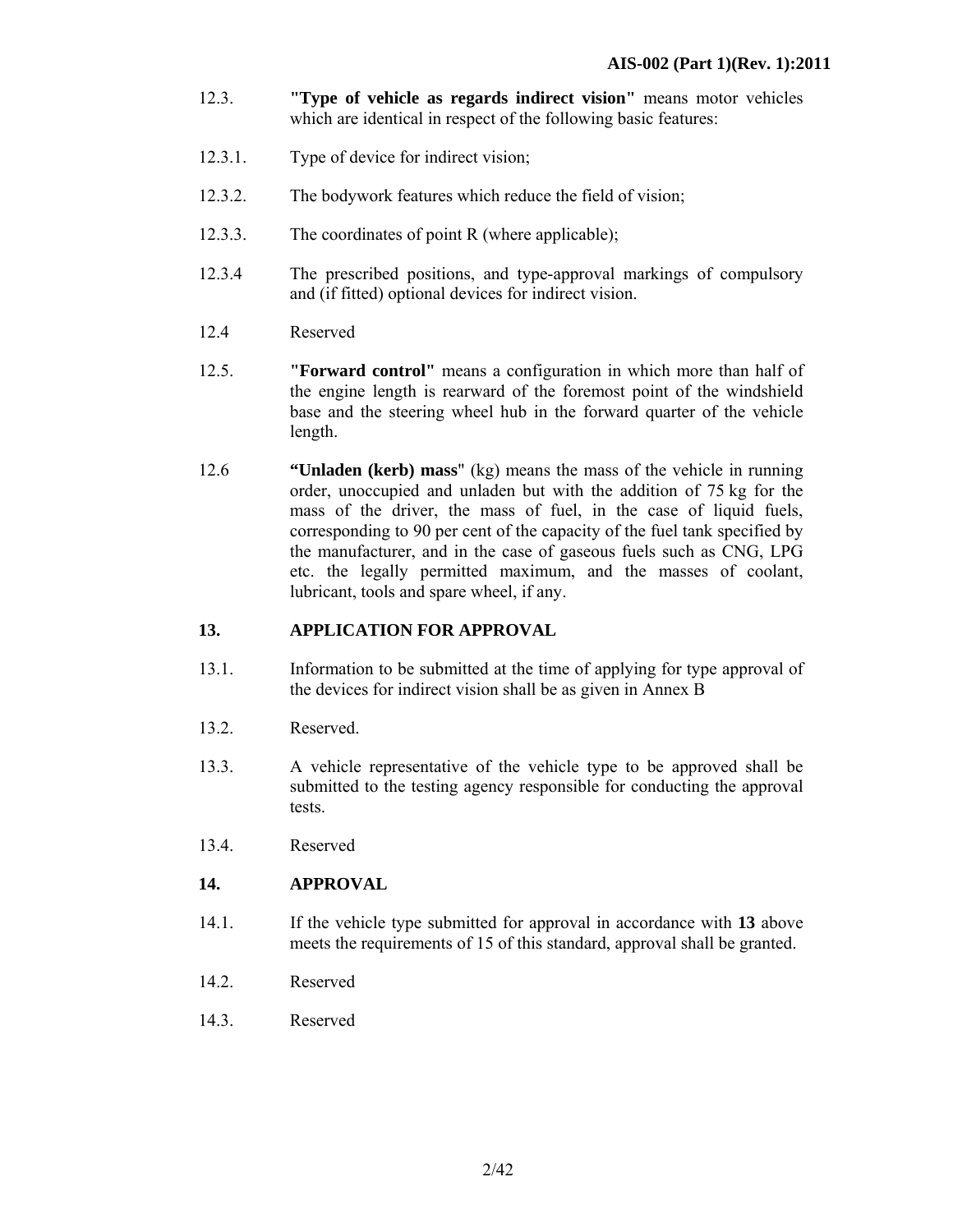12.3. **"Type of vehicle as regards indirect vision"** means motor vehicles which are identical in respect of the following basic features:

12.3.1. Type of device for indirect vision;

12.3.2. The bodywork features which reduce the field of vision;

12.3.3. The coordinates of point R (where applicable);

12.3.4 The prescribed positions, and type-approval markings of compulsory and (if fitted) optional devices for indirect vision.

12.4 Reserved

12.5. **"Forward control"** means a configuration in which more than half of the engine length is rearward of the foremost point of the windshield base and the steering wheel hub in the forward quarter of the vehicle length.

12.6 **"Unladen (kerb) mass**" (kg) means the mass of the vehicle in running order, unoccupied and unladen but with the addition of 75 kg for the mass of the driver, the mass of fuel, in the case of liquid fuels, corresponding to 90 per cent of the capacity of the fuel tank specified by the manufacturer, and in the case of gaseous fuels such as CNG, LPG etc. the legally permitted maximum, and the masses of coolant, lubricant, tools and spare wheel, if any.

## 13. APPLICATION FOR APPROVAL

13.1. Information to be submitted at the time of applying for type approval of the devices for indirect vision shall be as given in Annex B

13.2. Reserved.

13.3. A vehicle representative of the vehicle type to be approved shall be submitted to the testing agency responsible for conducting the approval tests.

13.4. Reserved

## 14. APPROVAL

14.1. If the vehicle type submitted for approval in accordance with **13** above meets the requirements of 15 of this standard, approval shall be granted.

14.2. Reserved

14.3. Reserved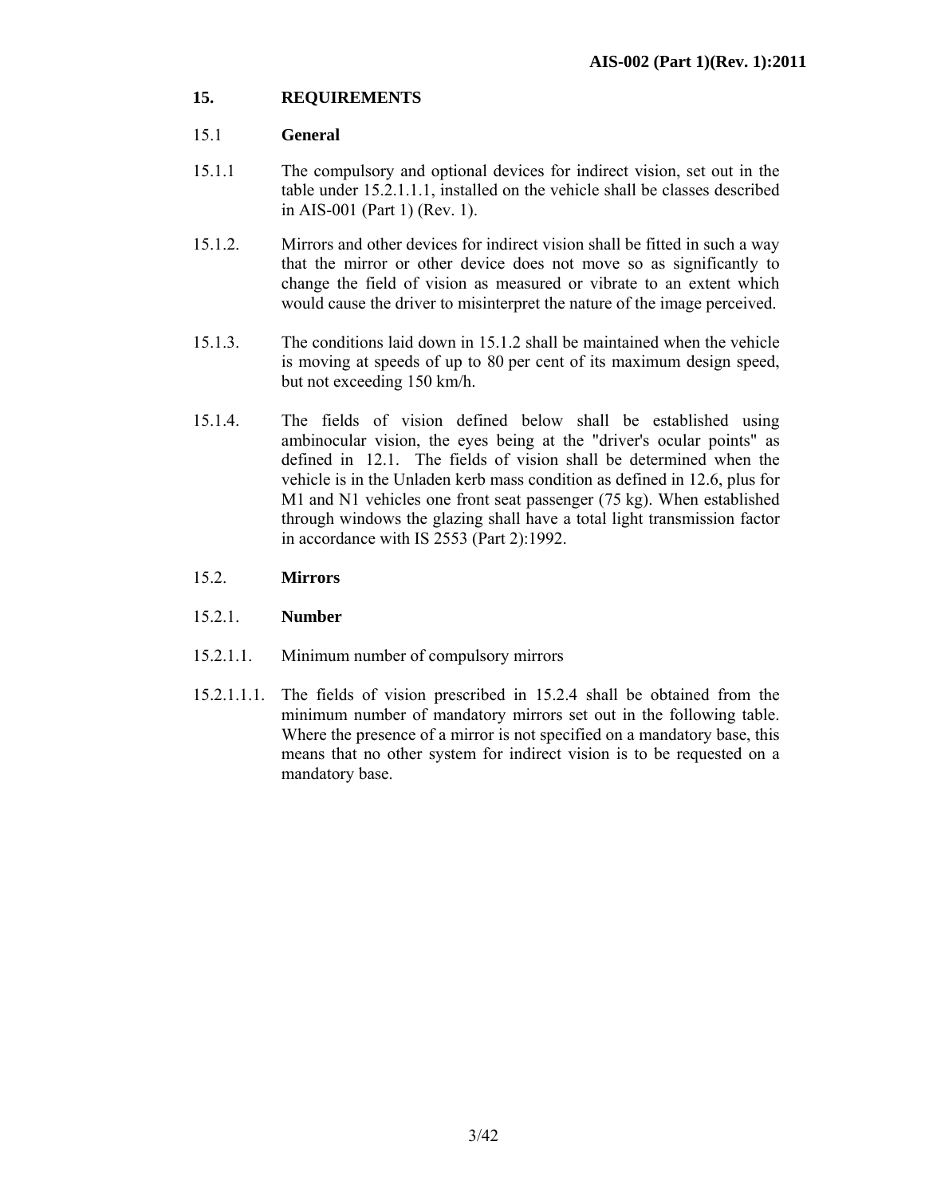## 15. REQUIREMENTS

### 15.1 General

15.1.1 The compulsory and optional devices for indirect vision, set out in the table under 15.2.1.1.1, installed on the vehicle shall be classes described in AIS-001 (Part 1) (Rev. 1).

15.1.2. Mirrors and other devices for indirect vision shall be fitted in such a way that the mirror or other device does not move so as significantly to change the field of vision as measured or vibrate to an extent which would cause the driver to misinterpret the nature of the image perceived.

15.1.3. The conditions laid down in 15.1.2 shall be maintained when the vehicle is moving at speeds of up to 80 per cent of its maximum design speed, but not exceeding 150 km/h.

15.1.4. The fields of vision defined below shall be established using ambinocular vision, the eyes being at the "driver's ocular points" as defined in 12.1. The fields of vision shall be determined when the vehicle is in the Unladen kerb mass condition as defined in 12.6, plus for M1 and N1 vehicles one front seat passenger (75 kg). When established through windows the glazing shall have a total light transmission factor in accordance with IS 2553 (Part 2):1992.

### 15.2. Mirrors

#### 15.2.1. Number

15.2.1.1. Minimum number of compulsory mirrors

15.2.1.1.1. The fields of vision prescribed in 15.2.4 shall be obtained from the minimum number of mandatory mirrors set out in the following table. Where the presence of a mirror is not specified on a mandatory base, this means that no other system for indirect vision is to be requested on a mandatory base.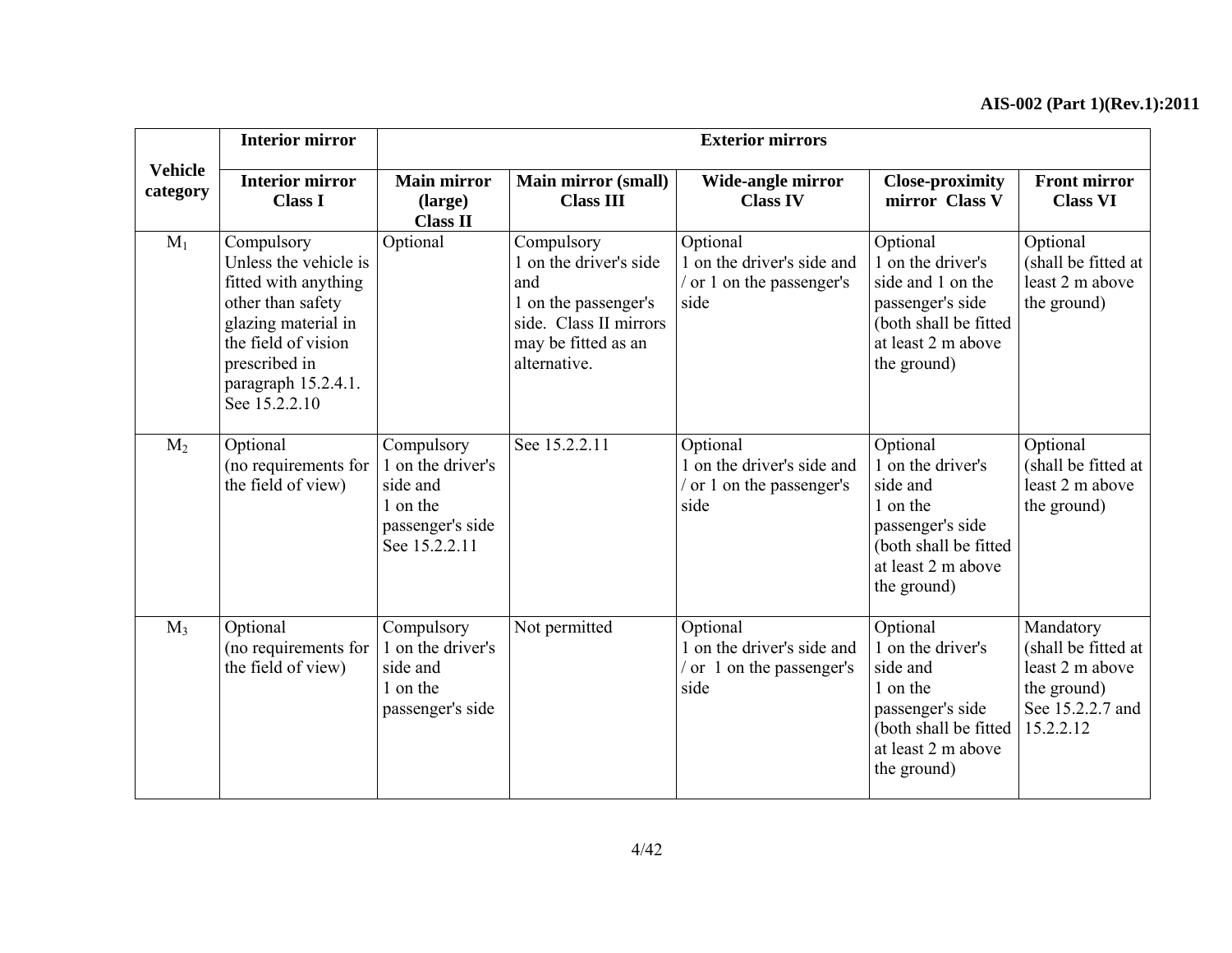| Vehicle category | Interior mirror | Exterior mirrors | | | | |
|---|---|---|---|---|---|---|
| | **Interior mirror Class I** | **Main mirror (large) Class II** | **Main mirror (small) Class III** | **Wide-angle mirror Class IV** | **Close-proximity mirror Class V** | **Front mirror Class VI** |
| $M_1$ | Compulsory Unless the vehicle is fitted with anything other than safety glazing material in the field of vision prescribed in paragraph 15.2.4.1. See 15.2.2.10 | Optional | Compulsory 1 on the driver's side and 1 on the passenger's side. Class II mirrors may be fitted as an alternative. | Optional 1 on the driver's side and / or 1 on the passenger's side | Optional 1 on the driver's side and 1 on the passenger's side (both shall be fitted at least 2 m above the ground) | Optional (shall be fitted at least 2 m above the ground) |
| $M_2$ | Optional (no requirements for the field of view) | Compulsory 1 on the driver's side and 1 on the passenger's side See 15.2.2.11 | See 15.2.2.11 | Optional 1 on the driver's side and / or 1 on the passenger's side | Optional 1 on the driver's side and 1 on the passenger's side (both shall be fitted at least 2 m above the ground) | Optional (shall be fitted at least 2 m above the ground) |
| $M_3$ | Optional (no requirements for the field of view) | Compulsory 1 on the driver's side and 1 on the passenger's side | Not permitted | Optional 1 on the driver's side and / or 1 on the passenger's side | Optional 1 on the driver's side and 1 on the passenger's side (both shall be fitted at least 2 m above the ground) | Mandatory (shall be fitted at least 2 m above the ground) See 15.2.2.7 and 15.2.2.12 |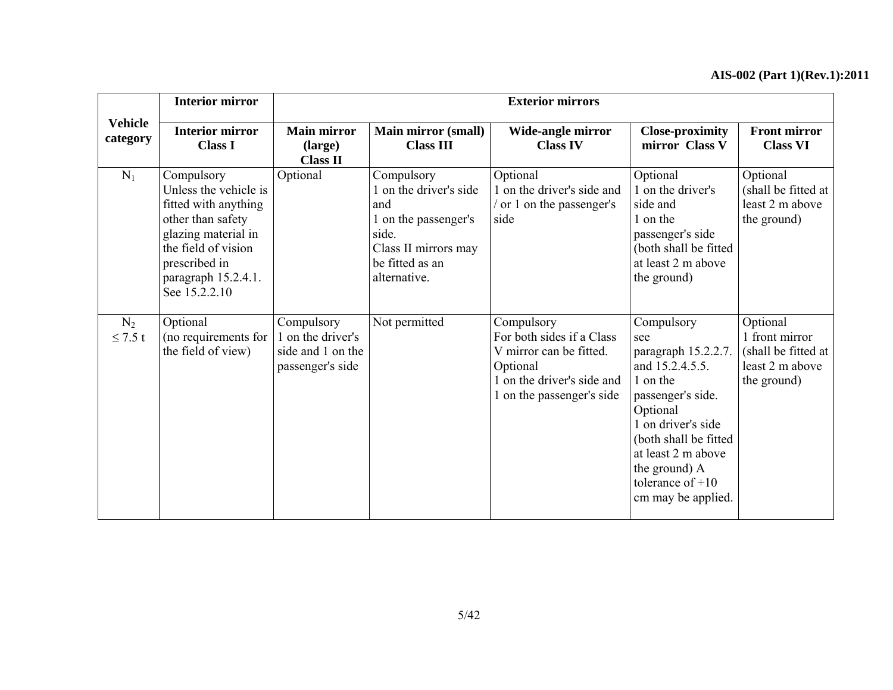| Vehicle category | Interior mirror | Exterior mirrors | | | | |
|---|---|---|---|---|---|---|
| | **Interior mirror Class I** | **Main mirror (large) Class II** | **Main mirror (small) Class III** | **Wide-angle mirror Class IV** | **Close-proximity mirror Class V** | **Front mirror Class VI** |
| $N_1$ | Compulsory Unless the vehicle is fitted with anything other than safety glazing material in the field of vision prescribed in paragraph 15.2.4.1. See 15.2.2.10 | Optional | Compulsory 1 on the driver's side and 1 on the passenger's side. Class II mirrors may be fitted as an alternative. | Optional 1 on the driver's side and / or 1 on the passenger's side | Optional 1 on the driver's side and 1 on the passenger's side (both shall be fitted at least 2 m above the ground) | Optional (shall be fitted at least 2 m above the ground) |
| $N_2$ $\leq 7.5$ t | Optional (no requirements for the field of view) | Compulsory 1 on the driver's side and 1 on the passenger's side | Not permitted | Compulsory For both sides if a Class V mirror can be fitted. Optional 1 on the driver's side and 1 on the passenger's side | Compulsory see paragraph 15.2.2.7. and 15.2.4.5.5. 1 on the passenger's side. Optional 1 on driver's side (both shall be fitted at least 2 m above the ground) A tolerance of +10 cm may be applied. | Optional 1 front mirror (shall be fitted at least 2 m above the ground) |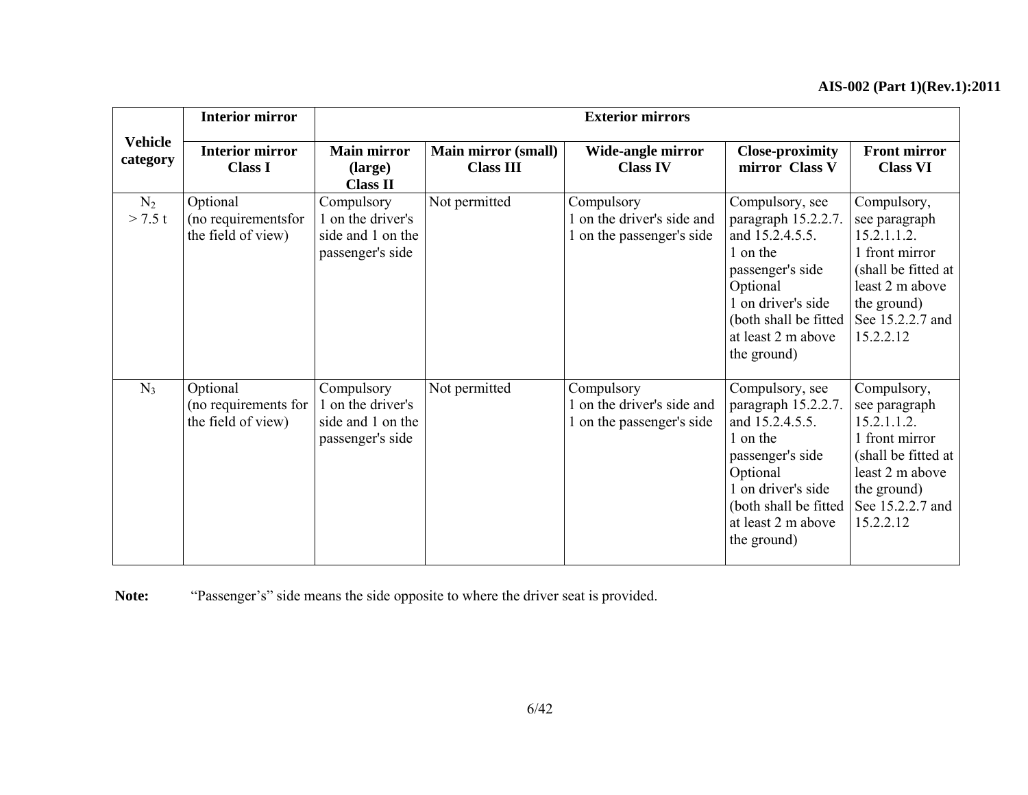| Vehicle category | Interior mirror | Exterior mirrors | | | | |
|---|---|---|---|---|---|---|
| | Interior mirror Class I | Main mirror (large) Class II | Main mirror (small) Class III | Wide-angle mirror Class IV | Close-proximity mirror Class V | Front mirror Class VI |
| $N_2$ > 7.5 t | Optional (no requirementsfor the field of view) | Compulsory 1 on the driver's side and 1 on the passenger's side | Not permitted | Compulsory 1 on the driver's side and 1 on the passenger's side | Compulsory, see paragraph 15.2.2.7. and 15.2.4.5.5. 1 on the passenger's side Optional 1 on driver's side (both shall be fitted at least 2 m above the ground) | Compulsory, see paragraph 15.2.1.1.2. 1 front mirror (shall be fitted at least 2 m above the ground) See 15.2.2.7 and 15.2.2.12 |
| $N_3$ | Optional (no requirements for the field of view) | Compulsory 1 on the driver's side and 1 on the passenger's side | Not permitted | Compulsory 1 on the driver's side and 1 on the passenger's side | Compulsory, see paragraph 15.2.2.7. and 15.2.4.5.5. 1 on the passenger's side Optional 1 on driver's side (both shall be fitted at least 2 m above the ground) | Compulsory, see paragraph 15.2.1.1.2. 1 front mirror (shall be fitted at least 2 m above the ground) See 15.2.2.7 and 15.2.2.12 |

**Note:** "Passenger's" side means the side opposite to where the driver seat is provided.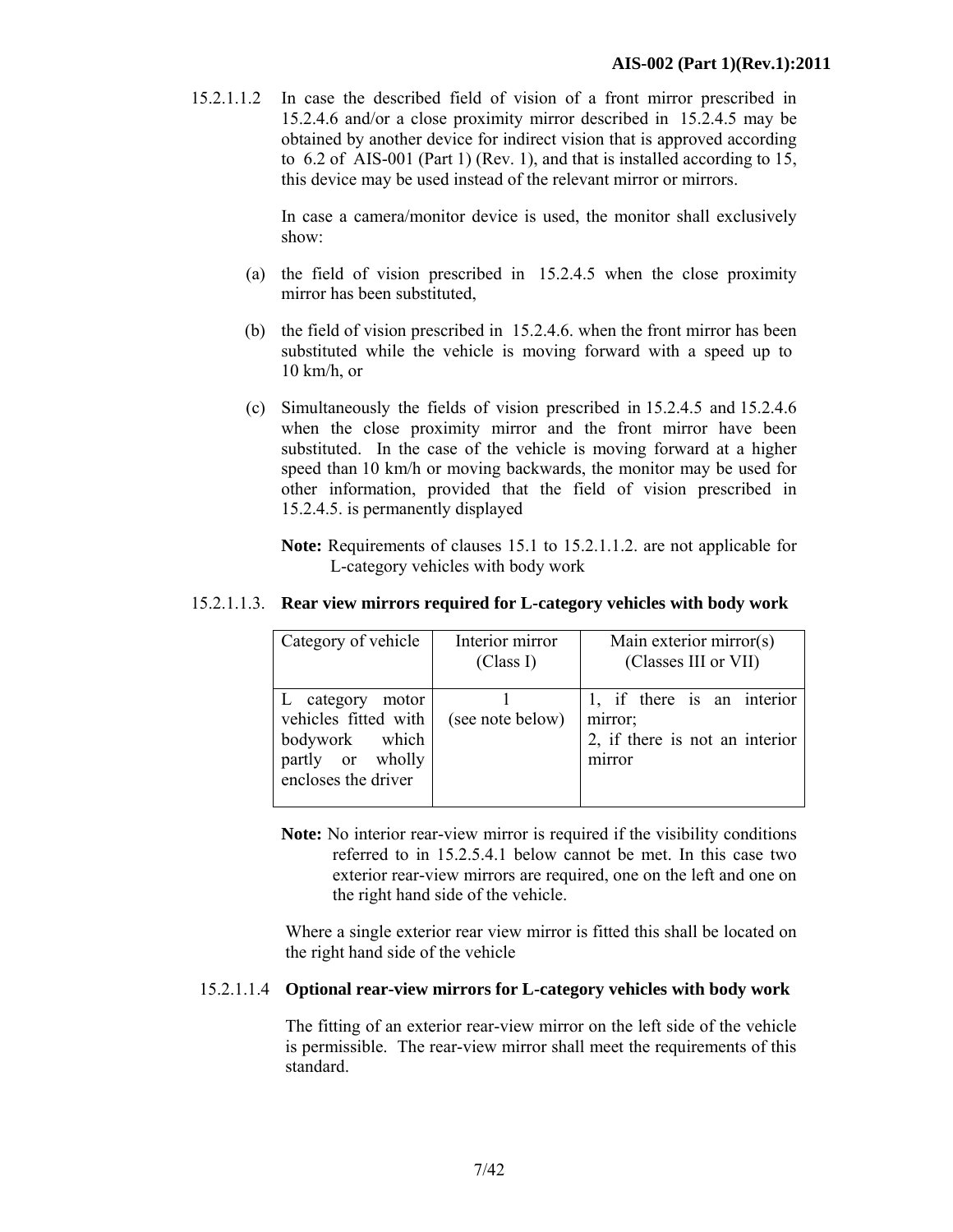15.2.1.1.2 In case the described field of vision of a front mirror prescribed in 15.2.4.6 and/or a close proximity mirror described in 15.2.4.5 may be obtained by another device for indirect vision that is approved according to 6.2 of AIS-001 (Part 1) (Rev. 1), and that is installed according to 15, this device may be used instead of the relevant mirror or mirrors.

In case a camera/monitor device is used, the monitor shall exclusively show:

(a) the field of vision prescribed in 15.2.4.5 when the close proximity mirror has been substituted,

(b) the field of vision prescribed in 15.2.4.6. when the front mirror has been substituted while the vehicle is moving forward with a speed up to 10 km/h, or

(c) Simultaneously the fields of vision prescribed in 15.2.4.5 and 15.2.4.6 when the close proximity mirror and the front mirror have been substituted. In the case of the vehicle is moving forward at a higher speed than 10 km/h or moving backwards, the monitor may be used for other information, provided that the field of vision prescribed in 15.2.4.5. is permanently displayed

**Note:** Requirements of clauses 15.1 to 15.2.1.1.2. are not applicable for L-category vehicles with body work

15.2.1.1.3. **Rear view mirrors required for L-category vehicles with body work**

| Category of vehicle | Interior mirror (Class I) | Main exterior mirror(s) (Classes III or VII) |
|---|---|---|
| L category motor vehicles fitted with bodywork which partly or wholly encloses the driver | 1 (see note below) | 1, if there is an interior mirror; 2, if there is not an interior mirror |

**Note:** No interior rear-view mirror is required if the visibility conditions referred to in 15.2.5.4.1 below cannot be met. In this case two exterior rear-view mirrors are required, one on the left and one on the right hand side of the vehicle.

Where a single exterior rear view mirror is fitted this shall be located on the right hand side of the vehicle

15.2.1.1.4 **Optional rear-view mirrors for L-category vehicles with body work**

The fitting of an exterior rear-view mirror on the left side of the vehicle is permissible. The rear-view mirror shall meet the requirements of this standard.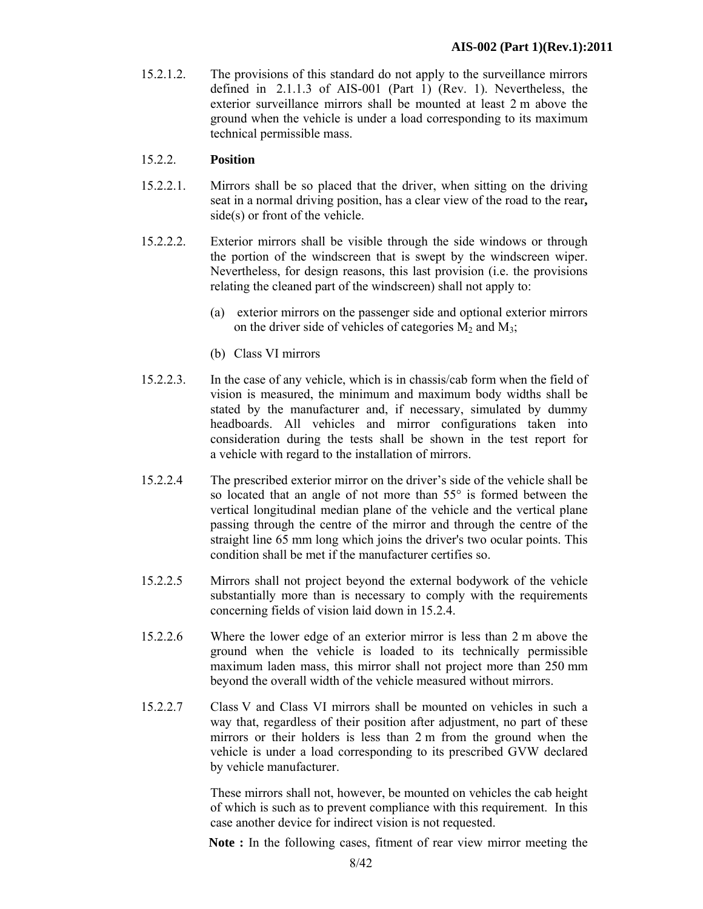15.2.1.2. The provisions of this standard do not apply to the surveillance mirrors defined in 2.1.1.3 of AIS-001 (Part 1) (Rev. 1). Nevertheless, the exterior surveillance mirrors shall be mounted at least 2 m above the ground when the vehicle is under a load corresponding to its maximum technical permissible mass.

15.2.2. **Position**

15.2.2.1. Mirrors shall be so placed that the driver, when sitting on the driving seat in a normal driving position, has a clear view of the road to the rear**,** side(s) or front of the vehicle.

15.2.2.2. Exterior mirrors shall be visible through the side windows or through the portion of the windscreen that is swept by the windscreen wiper. Nevertheless, for design reasons, this last provision (i.e. the provisions relating the cleaned part of the windscreen) shall not apply to:

(a) exterior mirrors on the passenger side and optional exterior mirrors on the driver side of vehicles of categories $M_2$ and $M_3$;

(b) Class VI mirrors

15.2.2.3. In the case of any vehicle, which is in chassis/cab form when the field of vision is measured, the minimum and maximum body widths shall be stated by the manufacturer and, if necessary, simulated by dummy headboards. All vehicles and mirror configurations taken into consideration during the tests shall be shown in the test report for a vehicle with regard to the installation of mirrors.

15.2.2.4 The prescribed exterior mirror on the driver's side of the vehicle shall be so located that an angle of not more than 55° is formed between the vertical longitudinal median plane of the vehicle and the vertical plane passing through the centre of the mirror and through the centre of the straight line 65 mm long which joins the driver's two ocular points. This condition shall be met if the manufacturer certifies so.

15.2.2.5 Mirrors shall not project beyond the external bodywork of the vehicle substantially more than is necessary to comply with the requirements concerning fields of vision laid down in 15.2.4.

15.2.2.6 Where the lower edge of an exterior mirror is less than 2 m above the ground when the vehicle is loaded to its technically permissible maximum laden mass, this mirror shall not project more than 250 mm beyond the overall width of the vehicle measured without mirrors.

15.2.2.7 Class V and Class VI mirrors shall be mounted on vehicles in such a way that, regardless of their position after adjustment, no part of these mirrors or their holders is less than 2 m from the ground when the vehicle is under a load corresponding to its prescribed GVW declared by vehicle manufacturer.

These mirrors shall not, however, be mounted on vehicles the cab height of which is such as to prevent compliance with this requirement. In this case another device for indirect vision is not requested.

**Note :** In the following cases, fitment of rear view mirror meeting the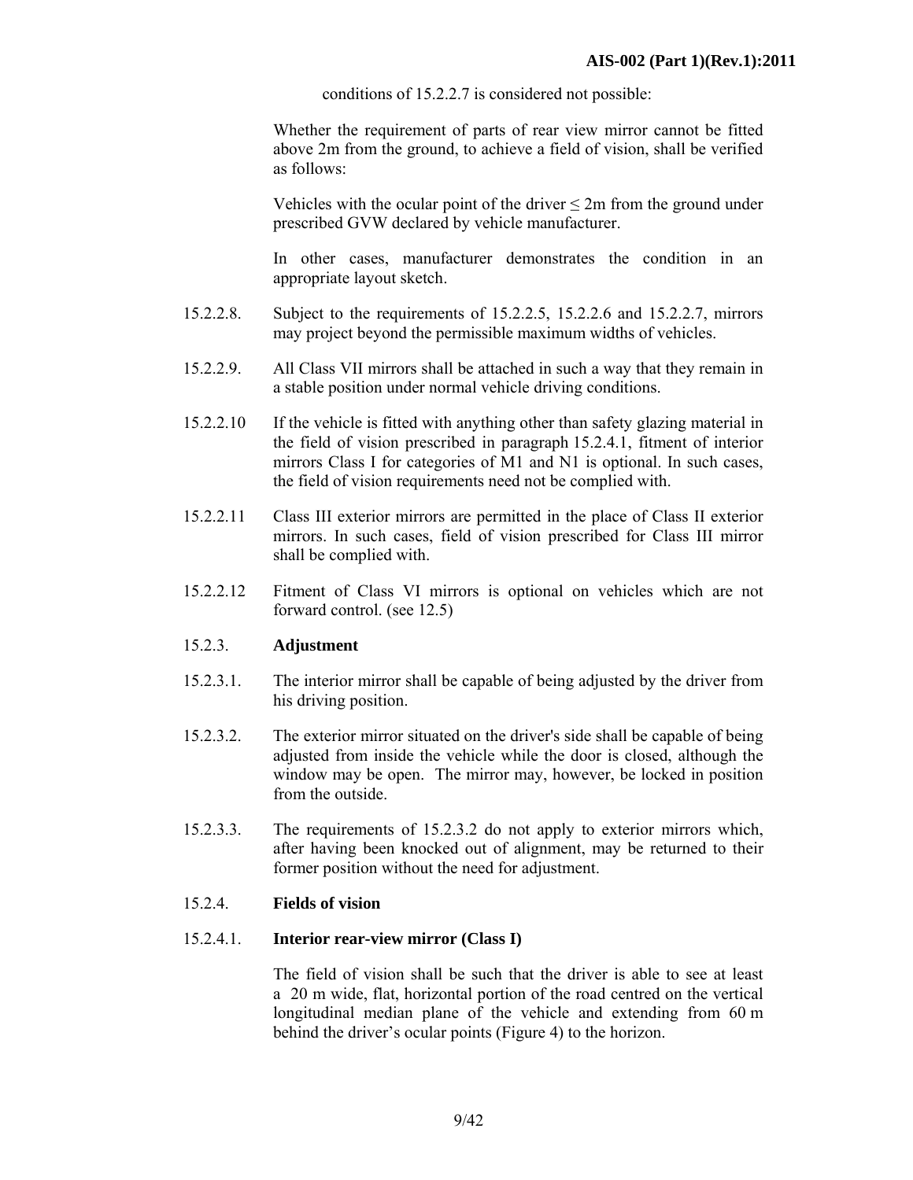conditions of 15.2.2.7 is considered not possible:

Whether the requirement of parts of rear view mirror cannot be fitted above 2m from the ground, to achieve a field of vision, shall be verified as follows:

Vehicles with the ocular point of the driver ≤ 2m from the ground under prescribed GVW declared by vehicle manufacturer.

In other cases, manufacturer demonstrates the condition in an appropriate layout sketch.

15.2.2.8. Subject to the requirements of 15.2.2.5, 15.2.2.6 and 15.2.2.7, mirrors may project beyond the permissible maximum widths of vehicles.

15.2.2.9. All Class VII mirrors shall be attached in such a way that they remain in a stable position under normal vehicle driving conditions.

15.2.2.10 If the vehicle is fitted with anything other than safety glazing material in the field of vision prescribed in paragraph 15.2.4.1, fitment of interior mirrors Class I for categories of M1 and N1 is optional. In such cases, the field of vision requirements need not be complied with.

15.2.2.11 Class III exterior mirrors are permitted in the place of Class II exterior mirrors. In such cases, field of vision prescribed for Class III mirror shall be complied with.

15.2.2.12 Fitment of Class VI mirrors is optional on vehicles which are not forward control. (see 12.5)

15.2.3. **Adjustment**

15.2.3.1. The interior mirror shall be capable of being adjusted by the driver from his driving position.

15.2.3.2. The exterior mirror situated on the driver's side shall be capable of being adjusted from inside the vehicle while the door is closed, although the window may be open. The mirror may, however, be locked in position from the outside.

15.2.3.3. The requirements of 15.2.3.2 do not apply to exterior mirrors which, after having been knocked out of alignment, may be returned to their former position without the need for adjustment.

15.2.4. **Fields of vision**

15.2.4.1. **Interior rear-view mirror (Class I)**

The field of vision shall be such that the driver is able to see at least a 20 m wide, flat, horizontal portion of the road centred on the vertical longitudinal median plane of the vehicle and extending from 60 m behind the driver's ocular points (Figure 4) to the horizon.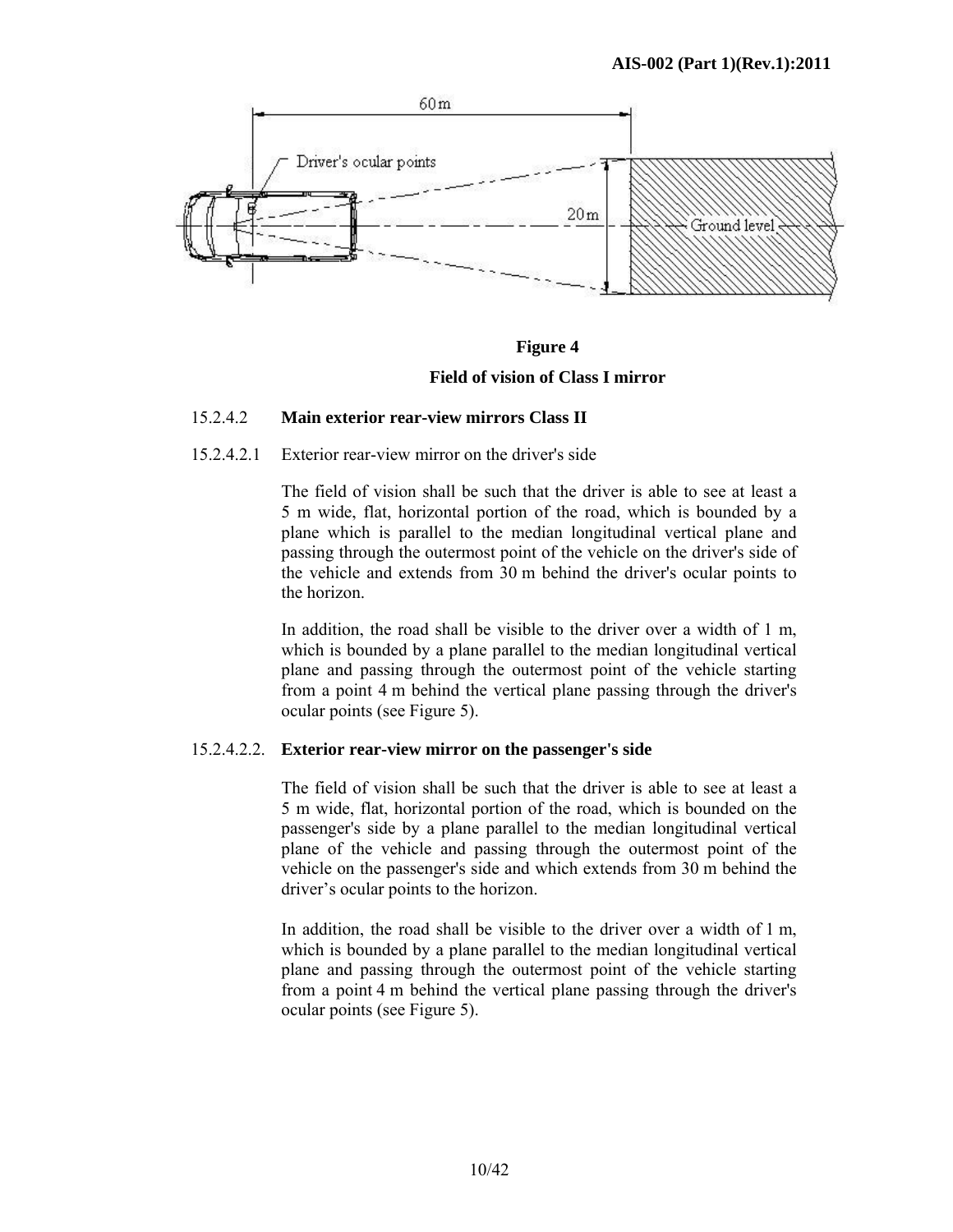**Figure 4**

**Field of vision of Class I mirror**

15.2.4.2 **Main exterior rear-view mirrors Class II**

15.2.4.2.1 Exterior rear-view mirror on the driver's side

The field of vision shall be such that the driver is able to see at least a 5 m wide, flat, horizontal portion of the road, which is bounded by a plane which is parallel to the median longitudinal vertical plane and passing through the outermost point of the vehicle on the driver's side of the vehicle and extends from 30 m behind the driver's ocular points to the horizon.

In addition, the road shall be visible to the driver over a width of 1 m, which is bounded by a plane parallel to the median longitudinal vertical plane and passing through the outermost point of the vehicle starting from a point 4 m behind the vertical plane passing through the driver's ocular points (see Figure 5).

15.2.4.2.2. **Exterior rear-view mirror on the passenger's side**

The field of vision shall be such that the driver is able to see at least a 5 m wide, flat, horizontal portion of the road, which is bounded on the passenger's side by a plane parallel to the median longitudinal vertical plane of the vehicle and passing through the outermost point of the vehicle on the passenger's side and which extends from 30 m behind the driver's ocular points to the horizon.

In addition, the road shall be visible to the driver over a width of 1 m, which is bounded by a plane parallel to the median longitudinal vertical plane and passing through the outermost point of the vehicle starting from a point 4 m behind the vertical plane passing through the driver's ocular points (see Figure 5).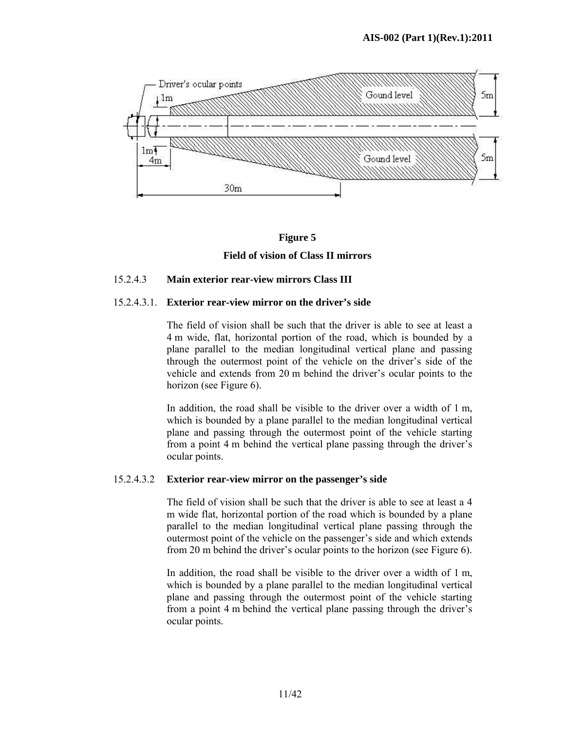**Figure 5**

**Field of vision of Class II mirrors**

15.2.4.3 **Main exterior rear-view mirrors Class III**

15.2.4.3.1. **Exterior rear-view mirror on the driver's side**

The field of vision shall be such that the driver is able to see at least a 4 m wide, flat, horizontal portion of the road, which is bounded by a plane parallel to the median longitudinal vertical plane and passing through the outermost point of the vehicle on the driver's side of the vehicle and extends from 20 m behind the driver's ocular points to the horizon (see Figure 6).

In addition, the road shall be visible to the driver over a width of 1 m, which is bounded by a plane parallel to the median longitudinal vertical plane and passing through the outermost point of the vehicle starting from a point 4 m behind the vertical plane passing through the driver's ocular points.

15.2.4.3.2 **Exterior rear-view mirror on the passenger's side**

The field of vision shall be such that the driver is able to see at least a 4 m wide flat, horizontal portion of the road which is bounded by a plane parallel to the median longitudinal vertical plane passing through the outermost point of the vehicle on the passenger's side and which extends from 20 m behind the driver's ocular points to the horizon (see Figure 6).

In addition, the road shall be visible to the driver over a width of 1 m, which is bounded by a plane parallel to the median longitudinal vertical plane and passing through the outermost point of the vehicle starting from a point 4 m behind the vertical plane passing through the driver's ocular points.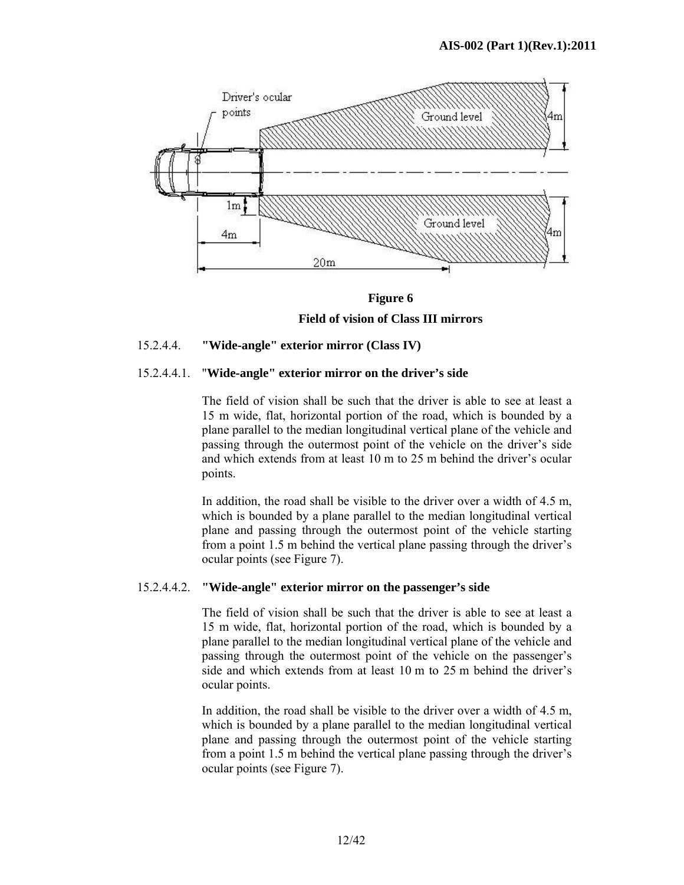**Figure 6**

**Field of vision of Class III mirrors**

15.2.4.4. **"Wide-angle" exterior mirror (Class IV)**

15.2.4.4.1. **"Wide-angle" exterior mirror on the driver's side**

The field of vision shall be such that the driver is able to see at least a 15 m wide, flat, horizontal portion of the road, which is bounded by a plane parallel to the median longitudinal vertical plane of the vehicle and passing through the outermost point of the vehicle on the driver's side and which extends from at least 10 m to 25 m behind the driver's ocular points.

In addition, the road shall be visible to the driver over a width of 4.5 m, which is bounded by a plane parallel to the median longitudinal vertical plane and passing through the outermost point of the vehicle starting from a point 1.5 m behind the vertical plane passing through the driver's ocular points (see Figure 7).

15.2.4.4.2. **"Wide-angle" exterior mirror on the passenger's side**

The field of vision shall be such that the driver is able to see at least a 15 m wide, flat, horizontal portion of the road, which is bounded by a plane parallel to the median longitudinal vertical plane of the vehicle and passing through the outermost point of the vehicle on the passenger's side and which extends from at least 10 m to 25 m behind the driver's ocular points.

In addition, the road shall be visible to the driver over a width of 4.5 m, which is bounded by a plane parallel to the median longitudinal vertical plane and passing through the outermost point of the vehicle starting from a point 1.5 m behind the vertical plane passing through the driver's ocular points (see Figure 7).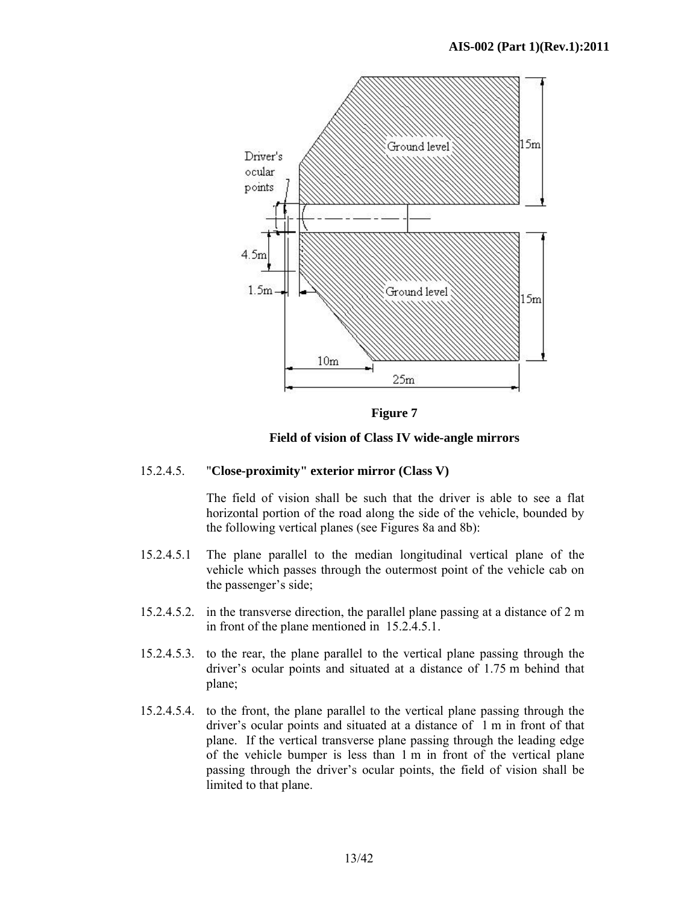**Figure 7**

**Field of vision of Class IV wide-angle mirrors**

15.2.4.5. **"Close-proximity" exterior mirror (Class V)**

The field of vision shall be such that the driver is able to see a flat horizontal portion of the road along the side of the vehicle, bounded by the following vertical planes (see Figures 8a and 8b):

15.2.4.5.1 The plane parallel to the median longitudinal vertical plane of the vehicle which passes through the outermost point of the vehicle cab on the passenger's side;

15.2.4.5.2. in the transverse direction, the parallel plane passing at a distance of 2 m in front of the plane mentioned in 15.2.4.5.1.

15.2.4.5.3. to the rear, the plane parallel to the vertical plane passing through the driver's ocular points and situated at a distance of 1.75 m behind that plane;

15.2.4.5.4. to the front, the plane parallel to the vertical plane passing through the driver's ocular points and situated at a distance of 1 m in front of that plane. If the vertical transverse plane passing through the leading edge of the vehicle bumper is less than 1 m in front of the vertical plane passing through the driver's ocular points, the field of vision shall be limited to that plane.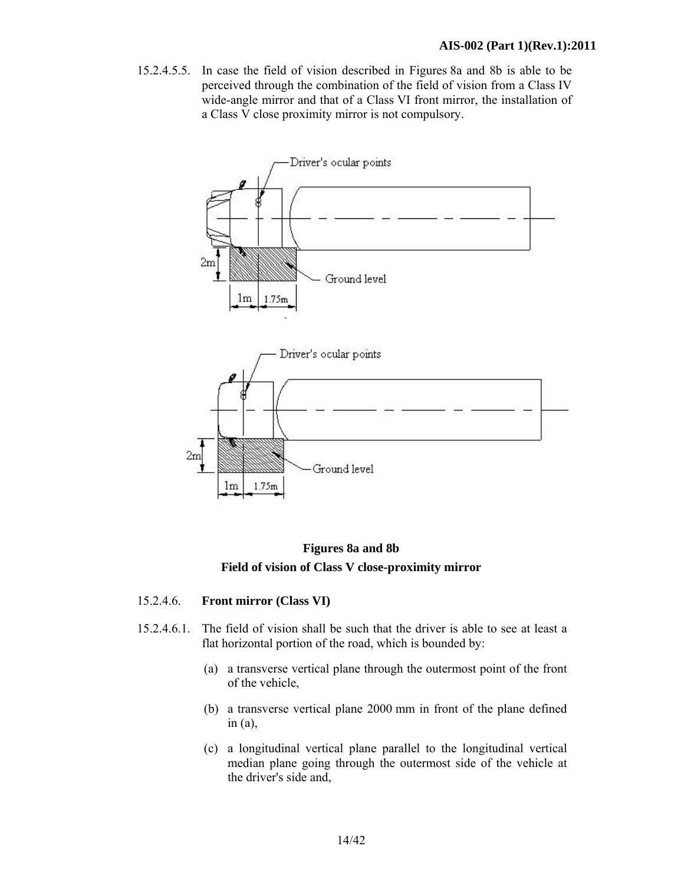15.2.4.5.5. In case the field of vision described in Figures 8a and 8b is able to be perceived through the combination of the field of vision from a Class IV wide-angle mirror and that of a Class VI front mirror, the installation of a Class V close proximity mirror is not compulsory.

**Figures 8a and 8b**

**Field of vision of Class V close-proximity mirror**

15.2.4.6. **Front mirror (Class VI)**

15.2.4.6.1. The field of vision shall be such that the driver is able to see at least a flat horizontal portion of the road, which is bounded by:

(a) a transverse vertical plane through the outermost point of the front of the vehicle,

(b) a transverse vertical plane 2000 mm in front of the plane defined in (a),

(c) a longitudinal vertical plane parallel to the longitudinal vertical median plane going through the outermost side of the vehicle at the driver's side and,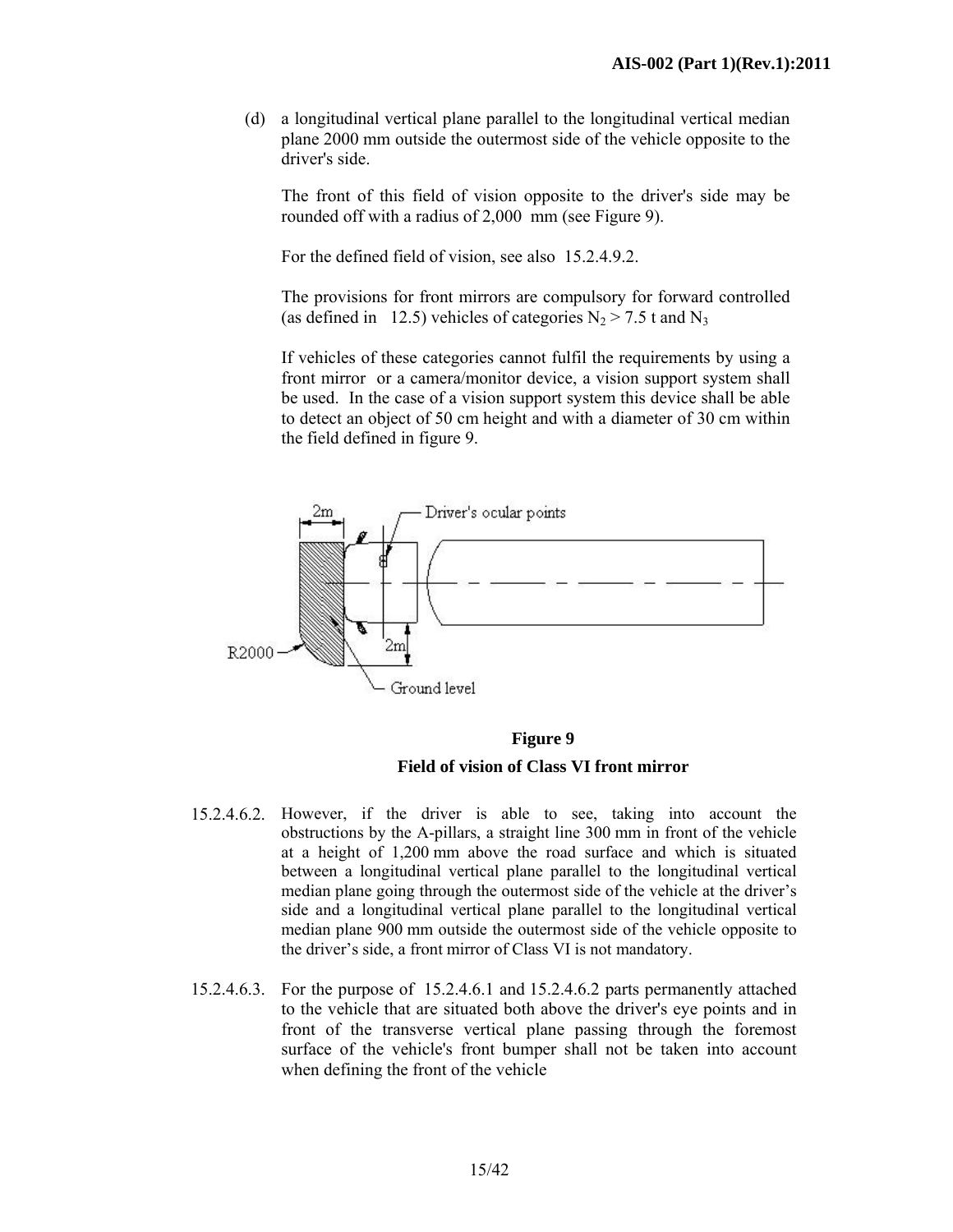(d) a longitudinal vertical plane parallel to the longitudinal vertical median plane 2000 mm outside the outermost side of the vehicle opposite to the driver's side.

The front of this field of vision opposite to the driver's side may be rounded off with a radius of 2,000 mm (see Figure 9).

For the defined field of vision, see also 15.2.4.9.2.

The provisions for front mirrors are compulsory for forward controlled (as defined in 12.5) vehicles of categories $N_2$ > 7.5 t and $N_3$

If vehicles of these categories cannot fulfil the requirements by using a front mirror or a camera/monitor device, a vision support system shall be used. In the case of a vision support system this device shall be able to detect an object of 50 cm height and with a diameter of 30 cm within the field defined in figure 9.

**Figure 9**

**Field of vision of Class VI front mirror**

15.2.4.6.2. However, if the driver is able to see, taking into account the obstructions by the A-pillars, a straight line 300 mm in front of the vehicle at a height of 1,200 mm above the road surface and which is situated between a longitudinal vertical plane parallel to the longitudinal vertical median plane going through the outermost side of the vehicle at the driver's side and a longitudinal vertical plane parallel to the longitudinal vertical median plane 900 mm outside the outermost side of the vehicle opposite to the driver's side, a front mirror of Class VI is not mandatory.

15.2.4.6.3. For the purpose of 15.2.4.6.1 and 15.2.4.6.2 parts permanently attached to the vehicle that are situated both above the driver's eye points and in front of the transverse vertical plane passing through the foremost surface of the vehicle's front bumper shall not be taken into account when defining the front of the vehicle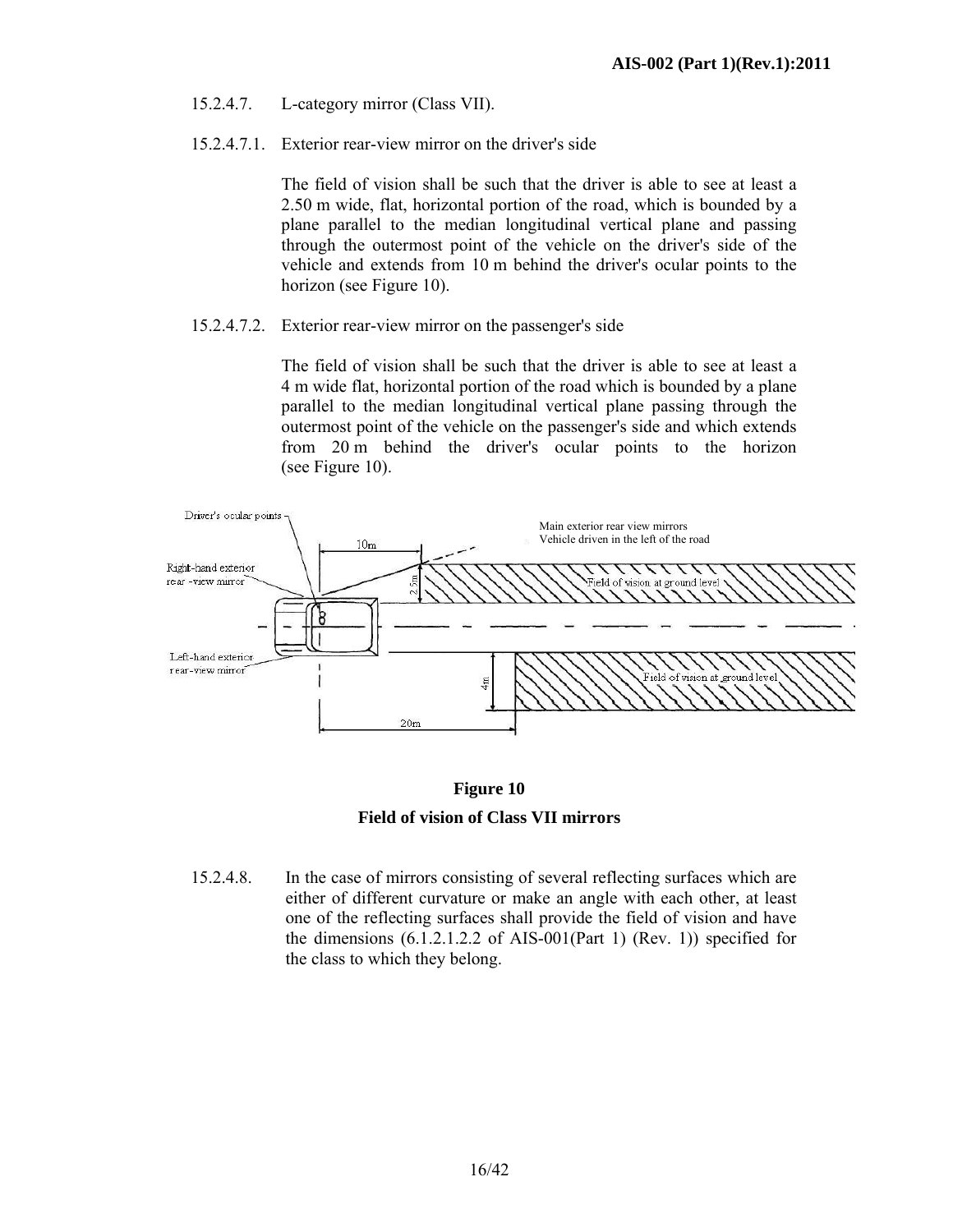15.2.4.7. L-category mirror (Class VII).

15.2.4.7.1. Exterior rear-view mirror on the driver's side

The field of vision shall be such that the driver is able to see at least a 2.50 m wide, flat, horizontal portion of the road, which is bounded by a plane parallel to the median longitudinal vertical plane and passing through the outermost point of the vehicle on the driver's side of the vehicle and extends from 10 m behind the driver's ocular points to the horizon (see Figure 10).

15.2.4.7.2. Exterior rear-view mirror on the passenger's side

The field of vision shall be such that the driver is able to see at least a 4 m wide flat, horizontal portion of the road which is bounded by a plane parallel to the median longitudinal vertical plane passing through the outermost point of the vehicle on the passenger's side and which extends from 20 m behind the driver's ocular points to the horizon (see Figure 10).

Driver's ocular points

Main exterior rear view mirrors
Vehicle driven in the left of the road

10m

Right-hand exterior rear-view mirror

2.5m

Field of vision at ground level

Left-hand exterior rear-view mirror

4m

Field of vision at ground level

20m

**Figure 10**

**Field of vision of Class VII mirrors**

15.2.4.8. In the case of mirrors consisting of several reflecting surfaces which are either of different curvature or make an angle with each other, at least one of the reflecting surfaces shall provide the field of vision and have the dimensions (6.1.2.1.2.2 of AIS-001(Part 1) (Rev. 1)) specified for the class to which they belong.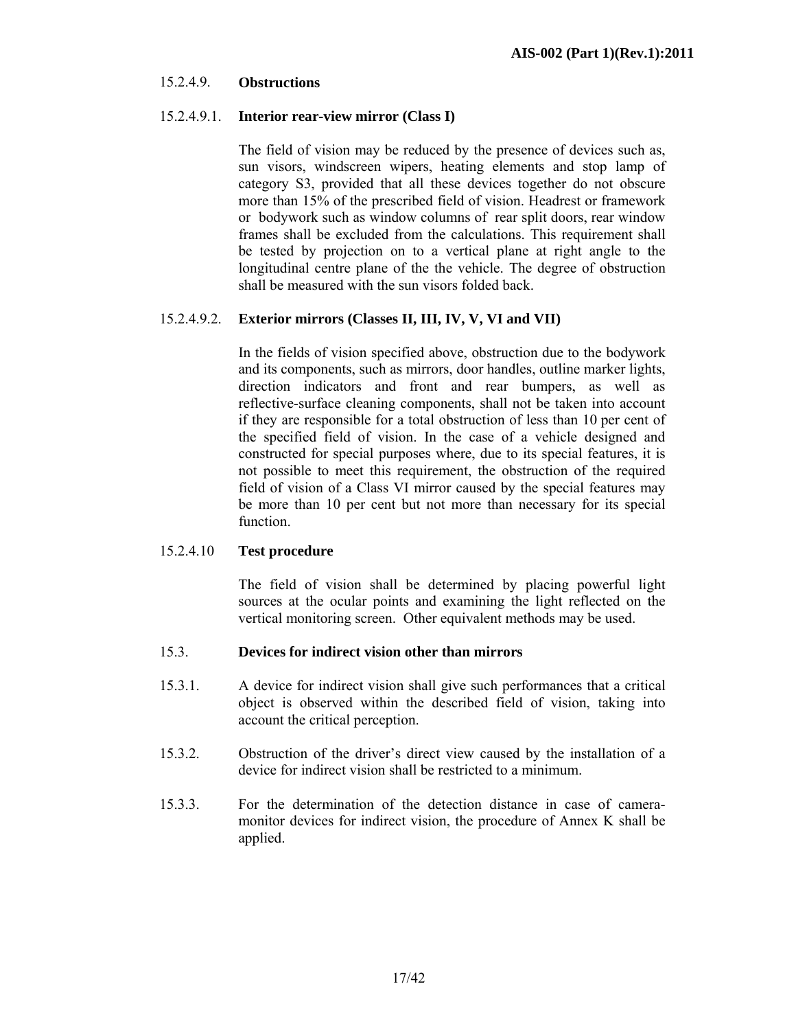#### 15.2.4.9. **Obstructions**

#### 15.2.4.9.1. **Interior rear-view mirror (Class I)**

The field of vision may be reduced by the presence of devices such as, sun visors, windscreen wipers, heating elements and stop lamp of category S3, provided that all these devices together do not obscure more than 15% of the prescribed field of vision. Headrest or framework or bodywork such as window columns of rear split doors, rear window frames shall be excluded from the calculations. This requirement shall be tested by projection on to a vertical plane at right angle to the longitudinal centre plane of the the vehicle. The degree of obstruction shall be measured with the sun visors folded back.

#### 15.2.4.9.2. **Exterior mirrors (Classes II, III, IV, V, VI and VII)**

In the fields of vision specified above, obstruction due to the bodywork and its components, such as mirrors, door handles, outline marker lights, direction indicators and front and rear bumpers, as well as reflective-surface cleaning components, shall not be taken into account if they are responsible for a total obstruction of less than 10 per cent of the specified field of vision. In the case of a vehicle designed and constructed for special purposes where, due to its special features, it is not possible to meet this requirement, the obstruction of the required field of vision of a Class VI mirror caused by the special features may be more than 10 per cent but not more than necessary for its special function.

#### 15.2.4.10 **Test procedure**

The field of vision shall be determined by placing powerful light sources at the ocular points and examining the light reflected on the vertical monitoring screen. Other equivalent methods may be used.

### 15.3. **Devices for indirect vision other than mirrors**

15.3.1. A device for indirect vision shall give such performances that a critical object is observed within the described field of vision, taking into account the critical perception.

15.3.2. Obstruction of the driver's direct view caused by the installation of a device for indirect vision shall be restricted to a minimum.

15.3.3. For the determination of the detection distance in case of camera-monitor devices for indirect vision, the procedure of Annex K shall be applied.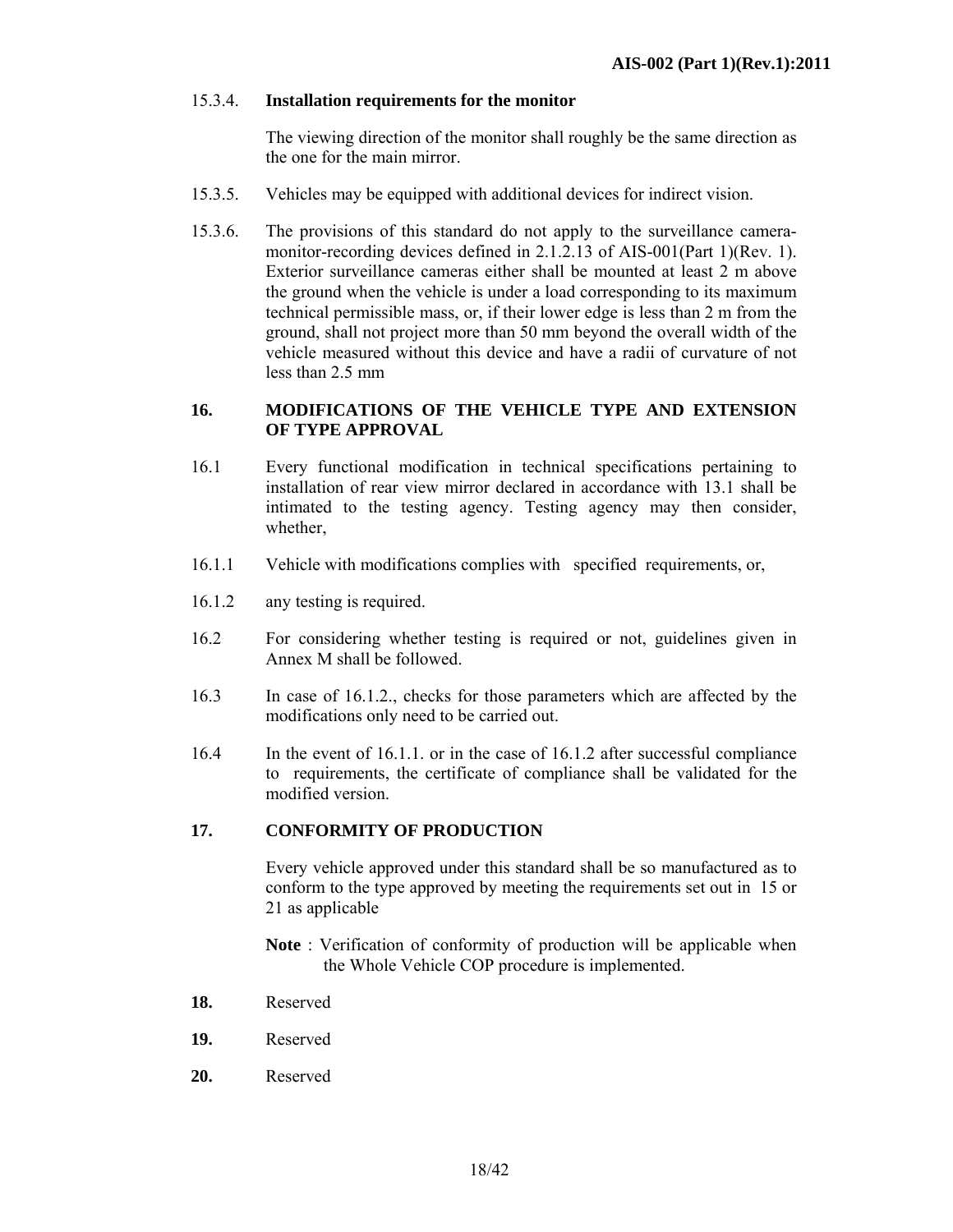15.3.4. **Installation requirements for the monitor**

The viewing direction of the monitor shall roughly be the same direction as the one for the main mirror.

15.3.5. Vehicles may be equipped with additional devices for indirect vision.

15.3.6. The provisions of this standard do not apply to the surveillance camera-monitor-recording devices defined in 2.1.2.13 of AIS-001(Part 1)(Rev. 1). Exterior surveillance cameras either shall be mounted at least 2 m above the ground when the vehicle is under a load corresponding to its maximum technical permissible mass, or, if their lower edge is less than 2 m from the ground, shall not project more than 50 mm beyond the overall width of the vehicle measured without this device and have a radii of curvature of not less than 2.5 mm

## 16. MODIFICATIONS OF THE VEHICLE TYPE AND EXTENSION OF TYPE APPROVAL

16.1 Every functional modification in technical specifications pertaining to installation of rear view mirror declared in accordance with 13.1 shall be intimated to the testing agency. Testing agency may then consider, whether,

16.1.1 Vehicle with modifications complies with specified requirements, or,

16.1.2 any testing is required.

16.2 For considering whether testing is required or not, guidelines given in Annex M shall be followed.

16.3 In case of 16.1.2., checks for those parameters which are affected by the modifications only need to be carried out.

16.4 In the event of 16.1.1. or in the case of 16.1.2 after successful compliance to requirements, the certificate of compliance shall be validated for the modified version.

## 17. CONFORMITY OF PRODUCTION

Every vehicle approved under this standard shall be so manufactured as to conform to the type approved by meeting the requirements set out in 15 or 21 as applicable

**Note** : Verification of conformity of production will be applicable when the Whole Vehicle COP procedure is implemented.

**18.** Reserved

**19.** Reserved

**20.** Reserved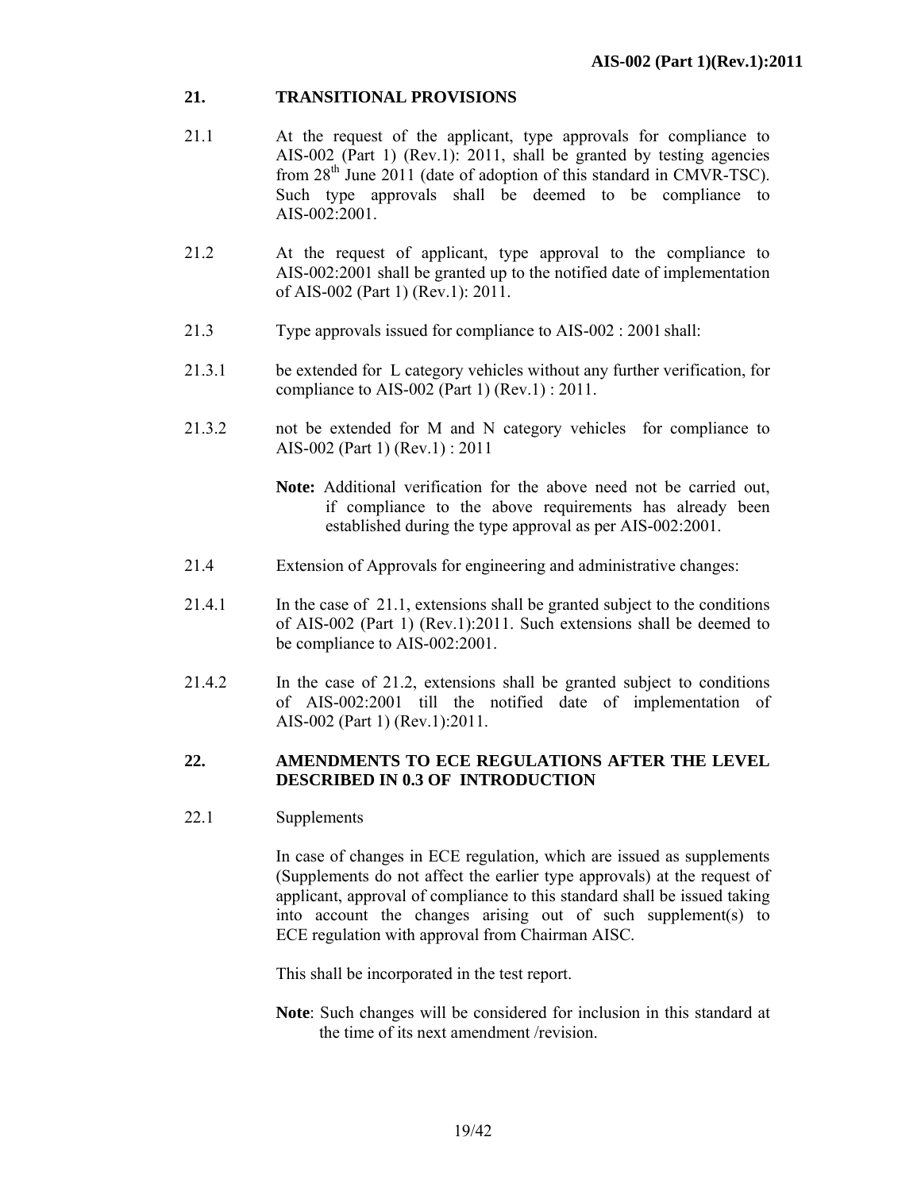## 21. TRANSITIONAL PROVISIONS

21.1 At the request of the applicant, type approvals for compliance to AIS-002 (Part 1) (Rev.1): 2011, shall be granted by testing agencies from 28th June 2011 (date of adoption of this standard in CMVR-TSC). Such type approvals shall be deemed to be compliance to AIS-002:2001.

21.2 At the request of applicant, type approval to the compliance to AIS-002:2001 shall be granted up to the notified date of implementation of AIS-002 (Part 1) (Rev.1): 2011.

21.3 Type approvals issued for compliance to AIS-002 : 2001 shall:

21.3.1 be extended for L category vehicles without any further verification, for compliance to AIS-002 (Part 1) (Rev.1) : 2011.

21.3.2 not be extended for M and N category vehicles for compliance to AIS-002 (Part 1) (Rev.1) : 2011

**Note:** Additional verification for the above need not be carried out, if compliance to the above requirements has already been established during the type approval as per AIS-002:2001.

21.4 Extension of Approvals for engineering and administrative changes:

21.4.1 In the case of 21.1, extensions shall be granted subject to the conditions of AIS-002 (Part 1) (Rev.1):2011. Such extensions shall be deemed to be compliance to AIS-002:2001.

21.4.2 In the case of 21.2, extensions shall be granted subject to conditions of AIS-002:2001 till the notified date of implementation of AIS-002 (Part 1) (Rev.1):2011.

## 22. AMENDMENTS TO ECE REGULATIONS AFTER THE LEVEL DESCRIBED IN 0.3 OF INTRODUCTION

22.1 Supplements

In case of changes in ECE regulation, which are issued as supplements (Supplements do not affect the earlier type approvals) at the request of applicant, approval of compliance to this standard shall be issued taking into account the changes arising out of such supplement(s) to ECE regulation with approval from Chairman AISC.

This shall be incorporated in the test report.

**Note**: Such changes will be considered for inclusion in this standard at the time of its next amendment /revision.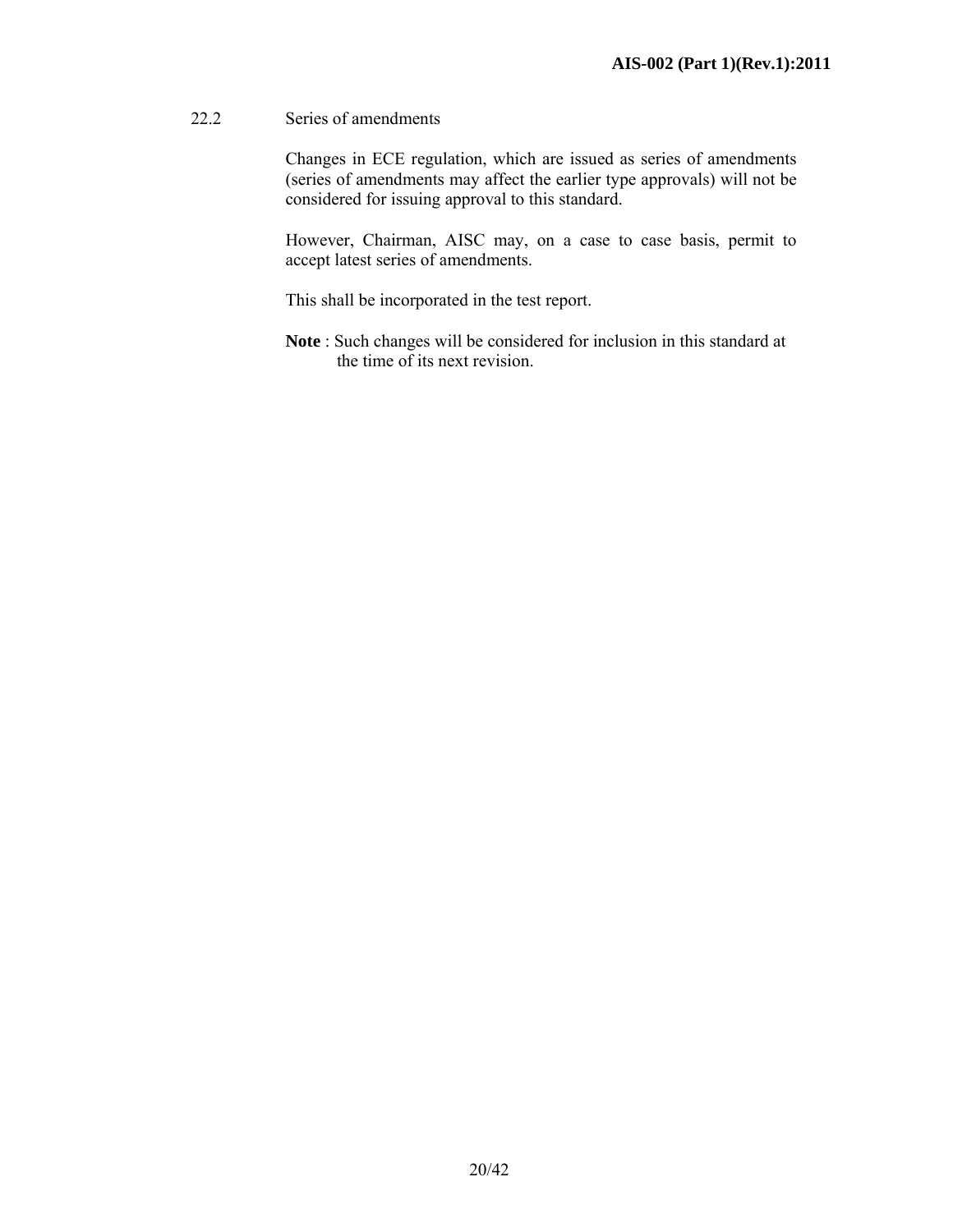22.2 Series of amendments

Changes in ECE regulation, which are issued as series of amendments (series of amendments may affect the earlier type approvals) will not be considered for issuing approval to this standard.

However, Chairman, AISC may, on a case to case basis, permit to accept latest series of amendments.

This shall be incorporated in the test report.

**Note** : Such changes will be considered for inclusion in this standard at the time of its next revision.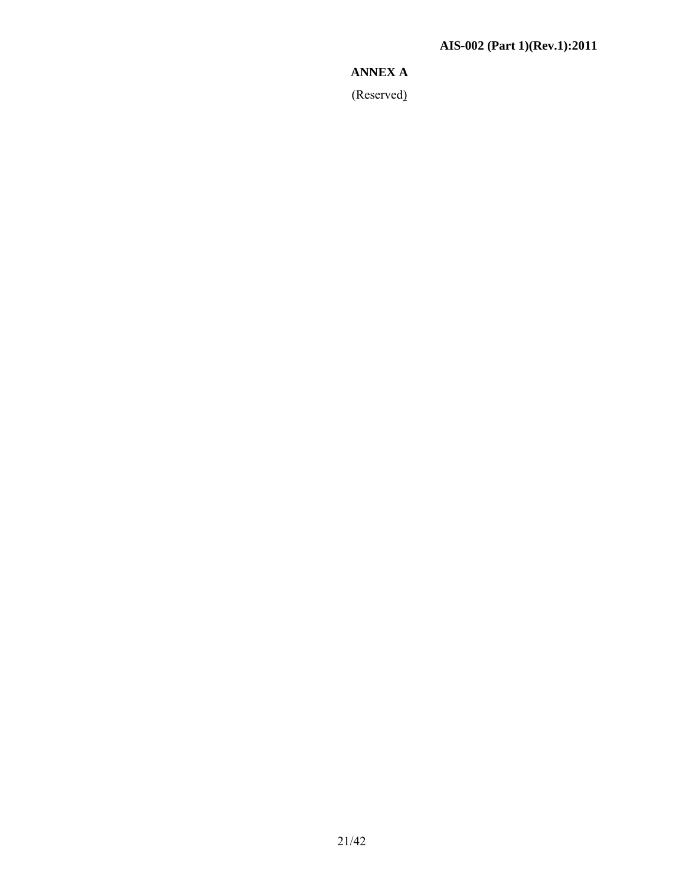## ANNEX A

(Reserved)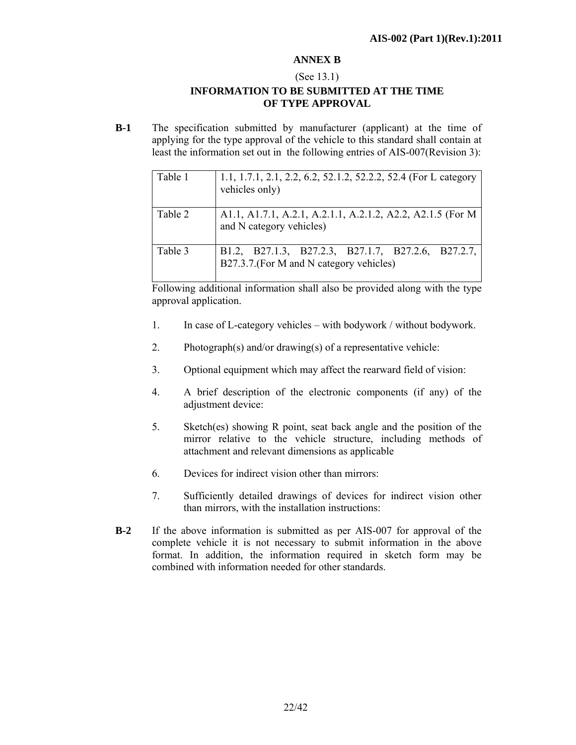## ANNEX B

(See 13.1)

### INFORMATION TO BE SUBMITTED AT THE TIME OF TYPE APPROVAL

**B-1** The specification submitted by manufacturer (applicant) at the time of applying for the type approval of the vehicle to this standard shall contain at least the information set out in the following entries of AIS-007(Revision 3):

| | |
|---|---|
| Table 1 | 1.1, 1.7.1, 2.1, 2.2, 6.2, 52.1.2, 52.2.2, 52.4 (For L category vehicles only) |
| Table 2 | A1.1, A1.7.1, A.2.1, A.2.1.1, A.2.1.2, A2.2, A2.1.5 (For M and N category vehicles) |
| Table 3 | B1.2, B27.1.3, B27.2.3, B27.1.7, B27.2.6, B27.2.7, B27.3.7.(For M and N category vehicles) |

Following additional information shall also be provided along with the type approval application.

1. In case of L-category vehicles – with bodywork / without bodywork.
2. Photograph(s) and/or drawing(s) of a representative vehicle:
3. Optional equipment which may affect the rearward field of vision:
4. A brief description of the electronic components (if any) of the adjustment device:
5. Sketch(es) showing R point, seat back angle and the position of the mirror relative to the vehicle structure, including methods of attachment and relevant dimensions as applicable
6. Devices for indirect vision other than mirrors:
7. Sufficiently detailed drawings of devices for indirect vision other than mirrors, with the installation instructions:

**B-2** If the above information is submitted as per AIS-007 for approval of the complete vehicle it is not necessary to submit information in the above format. In addition, the information required in sketch form may be combined with information needed for other standards.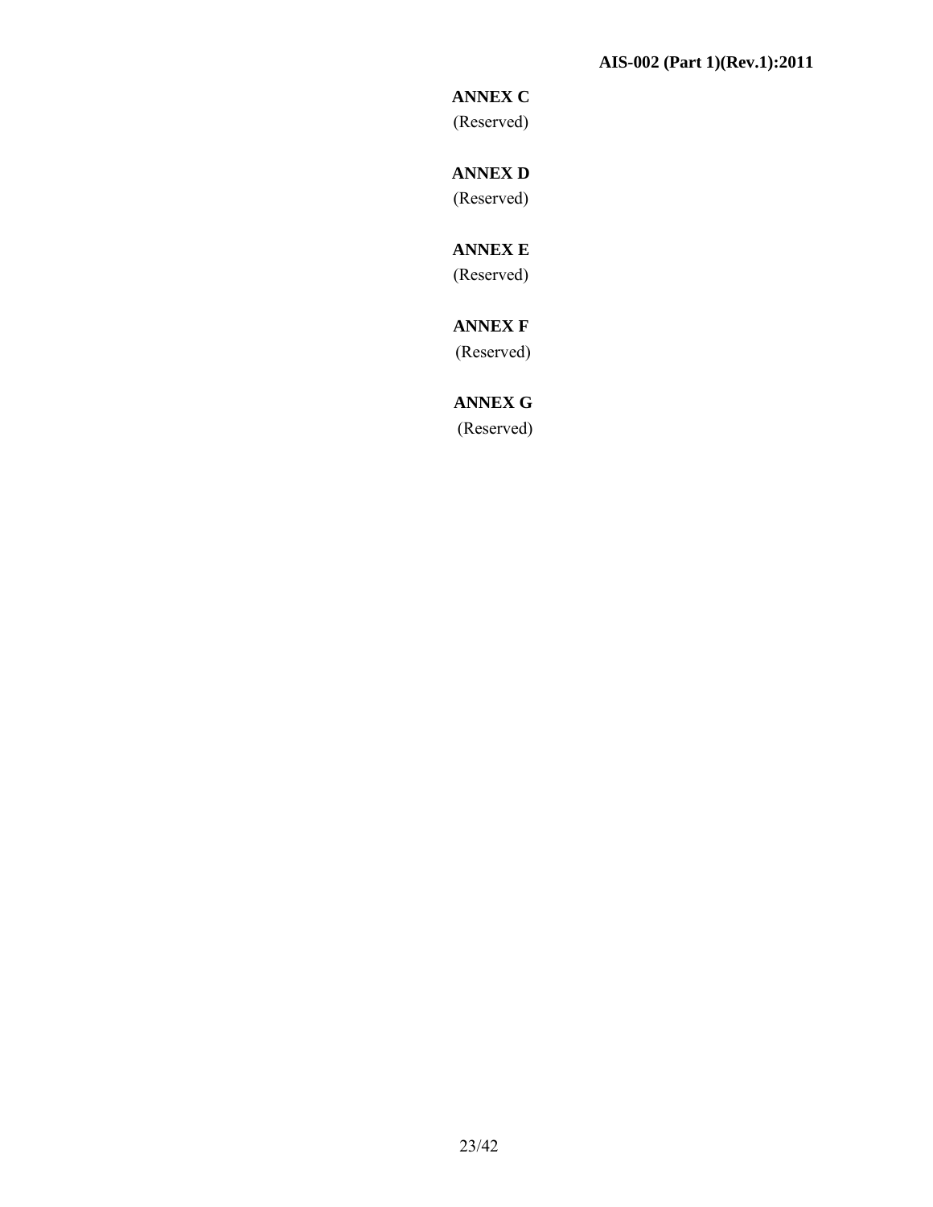## ANNEX C

(Reserved)

## ANNEX D

(Reserved)

## ANNEX E

(Reserved)

## ANNEX F

(Reserved)

## ANNEX G

(Reserved)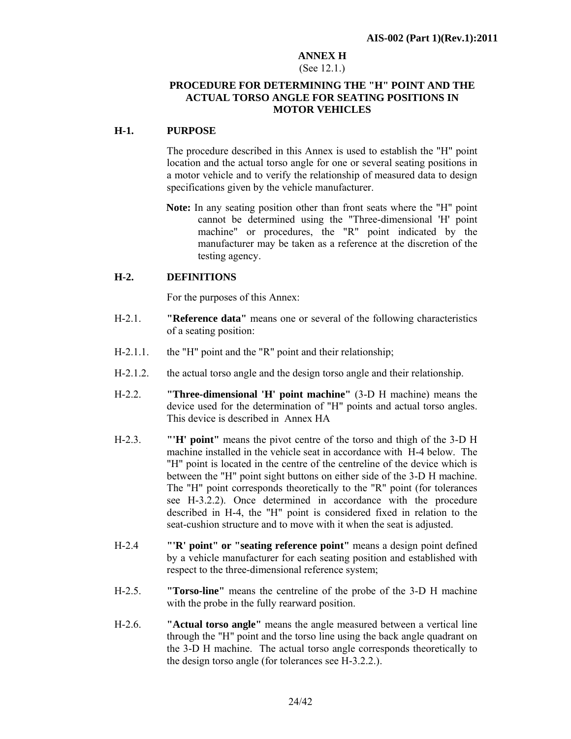# ANNEX H

(See 12.1.)

## PROCEDURE FOR DETERMINING THE "H" POINT AND THE ACTUAL TORSO ANGLE FOR SEATING POSITIONS IN MOTOR VEHICLES

### H-1. PURPOSE

The procedure described in this Annex is used to establish the "H" point location and the actual torso angle for one or several seating positions in a motor vehicle and to verify the relationship of measured data to design specifications given by the vehicle manufacturer.

**Note:** In any seating position other than front seats where the "H" point cannot be determined using the "Three-dimensional 'H' point machine" or procedures, the "R" point indicated by the manufacturer may be taken as a reference at the discretion of the testing agency.

### H-2. DEFINITIONS

For the purposes of this Annex:

H-2.1. **"Reference data"** means one or several of the following characteristics of a seating position:

H-2.1.1. the "H" point and the "R" point and their relationship;

H-2.1.2. the actual torso angle and the design torso angle and their relationship.

H-2.2. **"Three-dimensional 'H' point machine"** (3-D H machine) means the device used for the determination of "H" points and actual torso angles. This device is described in Annex HA

H-2.3. **"'H' point"** means the pivot centre of the torso and thigh of the 3-D H machine installed in the vehicle seat in accordance with H-4 below. The "H" point is located in the centre of the centreline of the device which is between the "H" point sight buttons on either side of the 3-D H machine. The "H" point corresponds theoretically to the "R" point (for tolerances see H-3.2.2). Once determined in accordance with the procedure described in H-4, the "H" point is considered fixed in relation to the seat-cushion structure and to move with it when the seat is adjusted.

H-2.4 **"'R' point" or "seating reference point"** means a design point defined by a vehicle manufacturer for each seating position and established with respect to the three-dimensional reference system;

H-2.5. **"Torso-line"** means the centreline of the probe of the 3-D H machine with the probe in the fully rearward position.

H-2.6. **"Actual torso angle"** means the angle measured between a vertical line through the "H" point and the torso line using the back angle quadrant on the 3-D H machine. The actual torso angle corresponds theoretically to the design torso angle (for tolerances see H-3.2.2.).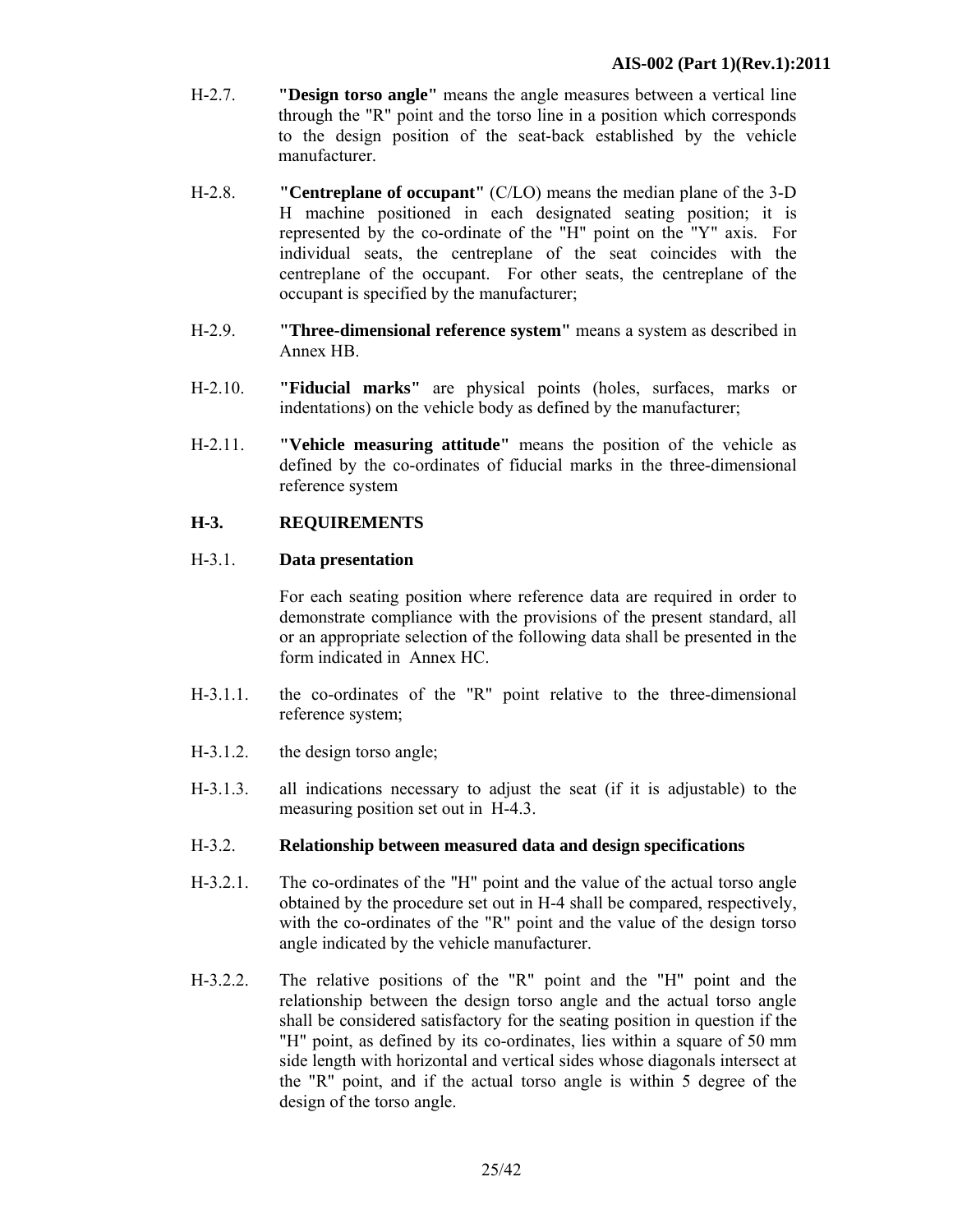H-2.7. **"Design torso angle"** means the angle measures between a vertical line through the "R" point and the torso line in a position which corresponds to the design position of the seat-back established by the vehicle manufacturer.

H-2.8. **"Centreplane of occupant"** (C/LO) means the median plane of the 3-D H machine positioned in each designated seating position; it is represented by the co-ordinate of the "H" point on the "Y" axis. For individual seats, the centreplane of the seat coincides with the centreplane of the occupant. For other seats, the centreplane of the occupant is specified by the manufacturer;

H-2.9. **"Three-dimensional reference system"** means a system as described in Annex HB.

H-2.10. **"Fiducial marks"** are physical points (holes, surfaces, marks or indentations) on the vehicle body as defined by the manufacturer;

H-2.11. **"Vehicle measuring attitude"** means the position of the vehicle as defined by the co-ordinates of fiducial marks in the three-dimensional reference system

## H-3. REQUIREMENTS

H-3.1. **Data presentation**

For each seating position where reference data are required in order to demonstrate compliance with the provisions of the present standard, all or an appropriate selection of the following data shall be presented in the form indicated in Annex HC.

H-3.1.1. the co-ordinates of the "R" point relative to the three-dimensional reference system;

H-3.1.2. the design torso angle;

H-3.1.3. all indications necessary to adjust the seat (if it is adjustable) to the measuring position set out in H-4.3.

H-3.2. **Relationship between measured data and design specifications**

H-3.2.1. The co-ordinates of the "H" point and the value of the actual torso angle obtained by the procedure set out in H-4 shall be compared, respectively, with the co-ordinates of the "R" point and the value of the design torso angle indicated by the vehicle manufacturer.

H-3.2.2. The relative positions of the "R" point and the "H" point and the relationship between the design torso angle and the actual torso angle shall be considered satisfactory for the seating position in question if the "H" point, as defined by its co-ordinates, lies within a square of 50 mm side length with horizontal and vertical sides whose diagonals intersect at the "R" point, and if the actual torso angle is within 5 degree of the design of the torso angle.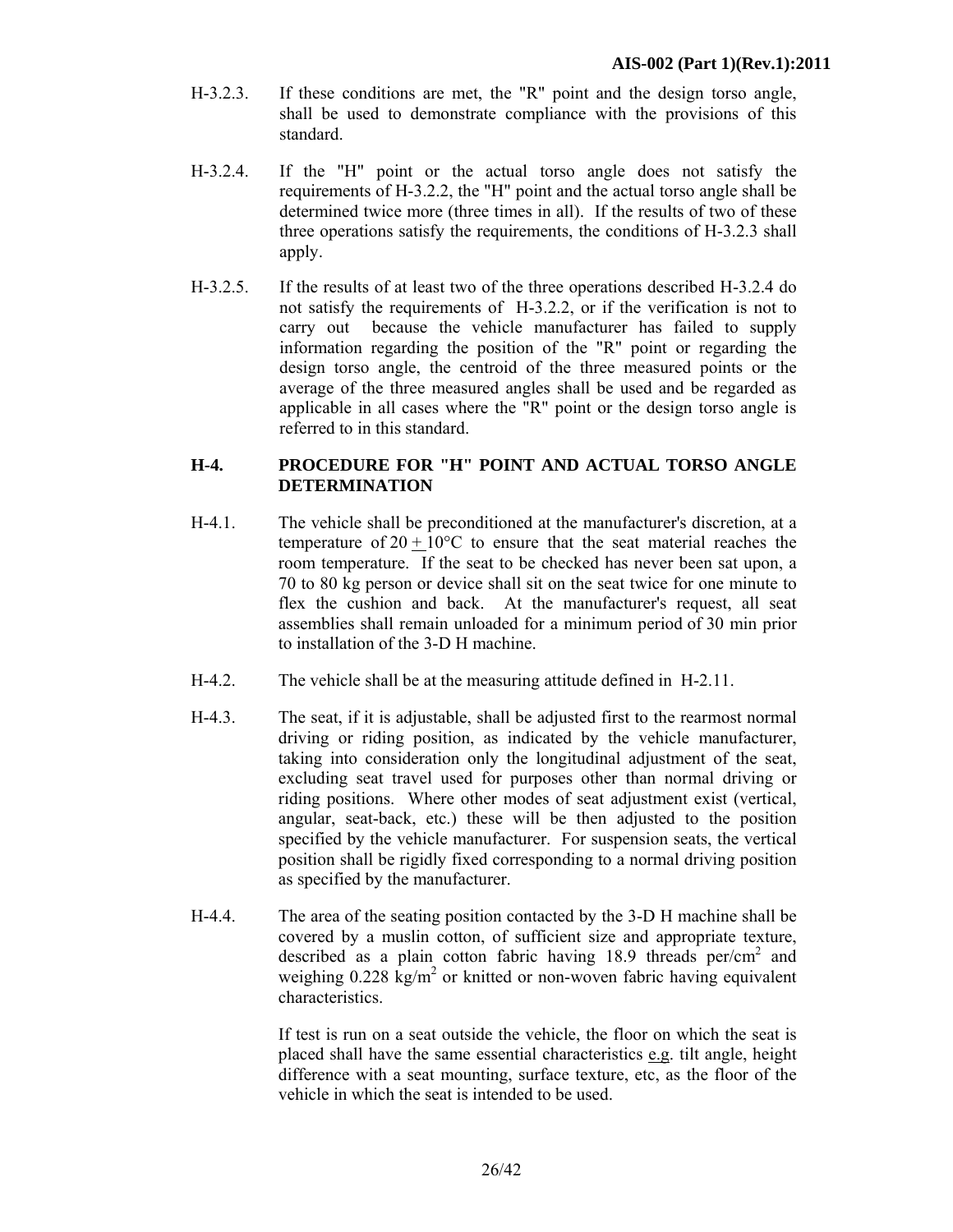H-3.2.3. If these conditions are met, the "R" point and the design torso angle, shall be used to demonstrate compliance with the provisions of this standard.

H-3.2.4. If the "H" point or the actual torso angle does not satisfy the requirements of H-3.2.2, the "H" point and the actual torso angle shall be determined twice more (three times in all). If the results of two of these three operations satisfy the requirements, the conditions of H-3.2.3 shall apply.

H-3.2.5. If the results of at least two of the three operations described H-3.2.4 do not satisfy the requirements of H-3.2.2, or if the verification is not to carry out because the vehicle manufacturer has failed to supply information regarding the position of the "R" point or regarding the design torso angle, the centroid of the three measured points or the average of the three measured angles shall be used and be regarded as applicable in all cases where the "R" point or the design torso angle is referred to in this standard.

## H-4. PROCEDURE FOR "H" POINT AND ACTUAL TORSO ANGLE DETERMINATION

H-4.1. The vehicle shall be preconditioned at the manufacturer's discretion, at a temperature of 20 ± 10°C to ensure that the seat material reaches the room temperature. If the seat to be checked has never been sat upon, a 70 to 80 kg person or device shall sit on the seat twice for one minute to flex the cushion and back. At the manufacturer's request, all seat assemblies shall remain unloaded for a minimum period of 30 min prior to installation of the 3-D H machine.

H-4.2. The vehicle shall be at the measuring attitude defined in H-2.11.

H-4.3. The seat, if it is adjustable, shall be adjusted first to the rearmost normal driving or riding position, as indicated by the vehicle manufacturer, taking into consideration only the longitudinal adjustment of the seat, excluding seat travel used for purposes other than normal driving or riding positions. Where other modes of seat adjustment exist (vertical, angular, seat-back, etc.) these will be then adjusted to the position specified by the vehicle manufacturer. For suspension seats, the vertical position shall be rigidly fixed corresponding to a normal driving position as specified by the manufacturer.

H-4.4. The area of the seating position contacted by the 3-D H machine shall be covered by a muslin cotton, of sufficient size and appropriate texture, described as a plain cotton fabric having 18.9 threads per/cm$^2$ and weighing 0.228 kg/m$^2$ or knitted or non-woven fabric having equivalent characteristics.

If test is run on a seat outside the vehicle, the floor on which the seat is placed shall have the same essential characteristics e.g. tilt angle, height difference with a seat mounting, surface texture, etc, as the floor of the vehicle in which the seat is intended to be used.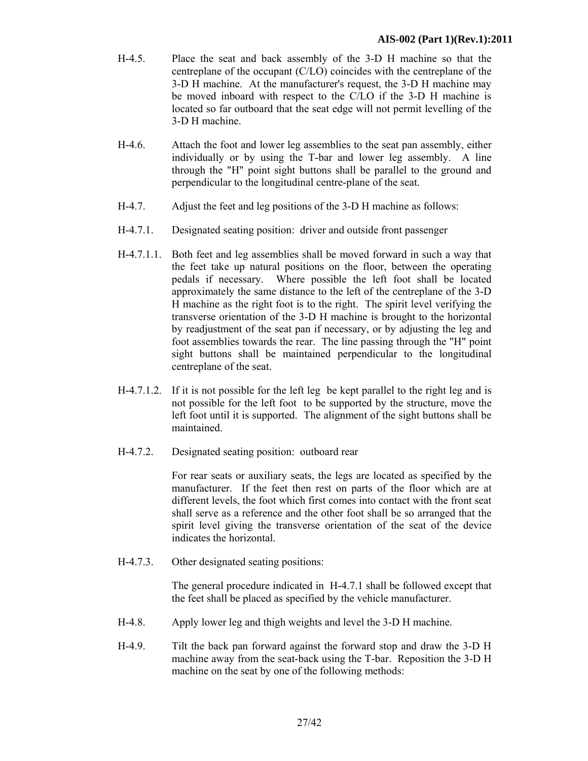H-4.5. Place the seat and back assembly of the 3-D H machine so that the centreplane of the occupant (C/LO) coincides with the centreplane of the 3-D H machine. At the manufacturer's request, the 3-D H machine may be moved inboard with respect to the C/LO if the 3-D H machine is located so far outboard that the seat edge will not permit levelling of the 3-D H machine.

H-4.6. Attach the foot and lower leg assemblies to the seat pan assembly, either individually or by using the T-bar and lower leg assembly. A line through the "H" point sight buttons shall be parallel to the ground and perpendicular to the longitudinal centre-plane of the seat.

H-4.7. Adjust the feet and leg positions of the 3-D H machine as follows:

H-4.7.1. Designated seating position: driver and outside front passenger

H-4.7.1.1. Both feet and leg assemblies shall be moved forward in such a way that the feet take up natural positions on the floor, between the operating pedals if necessary. Where possible the left foot shall be located approximately the same distance to the left of the centreplane of the 3-D H machine as the right foot is to the right. The spirit level verifying the transverse orientation of the 3-D H machine is brought to the horizontal by readjustment of the seat pan if necessary, or by adjusting the leg and foot assemblies towards the rear. The line passing through the "H" point sight buttons shall be maintained perpendicular to the longitudinal centreplane of the seat.

H-4.7.1.2. If it is not possible for the left leg be kept parallel to the right leg and is not possible for the left foot to be supported by the structure, move the left foot until it is supported. The alignment of the sight buttons shall be maintained.

H-4.7.2. Designated seating position: outboard rear

For rear seats or auxiliary seats, the legs are located as specified by the manufacturer. If the feet then rest on parts of the floor which are at different levels, the foot which first comes into contact with the front seat shall serve as a reference and the other foot shall be so arranged that the spirit level giving the transverse orientation of the seat of the device indicates the horizontal.

H-4.7.3. Other designated seating positions:

The general procedure indicated in H-4.7.1 shall be followed except that the feet shall be placed as specified by the vehicle manufacturer.

H-4.8. Apply lower leg and thigh weights and level the 3-D H machine.

H-4.9. Tilt the back pan forward against the forward stop and draw the 3-D H machine away from the seat-back using the T-bar. Reposition the 3-D H machine on the seat by one of the following methods: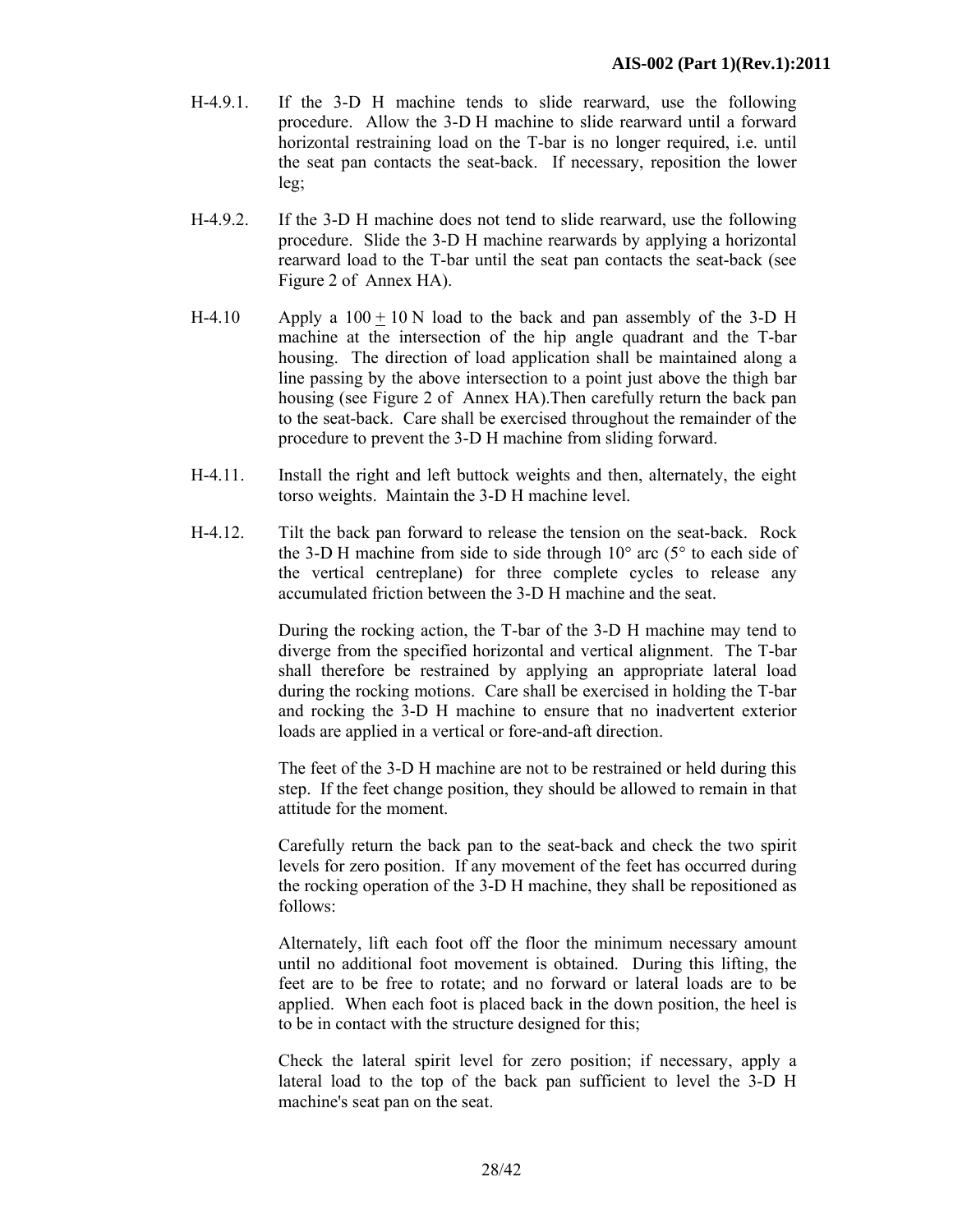H-4.9.1. If the 3-D H machine tends to slide rearward, use the following procedure. Allow the 3-D H machine to slide rearward until a forward horizontal restraining load on the T-bar is no longer required, i.e. until the seat pan contacts the seat-back. If necessary, reposition the lower leg;

H-4.9.2. If the 3-D H machine does not tend to slide rearward, use the following procedure. Slide the 3-D H machine rearwards by applying a horizontal rearward load to the T-bar until the seat pan contacts the seat-back (see Figure 2 of Annex HA).

H-4.10 Apply a 100 ± 10 N load to the back and pan assembly of the 3-D H machine at the intersection of the hip angle quadrant and the T-bar housing. The direction of load application shall be maintained along a line passing by the above intersection to a point just above the thigh bar housing (see Figure 2 of Annex HA).Then carefully return the back pan to the seat-back. Care shall be exercised throughout the remainder of the procedure to prevent the 3-D H machine from sliding forward.

H-4.11. Install the right and left buttock weights and then, alternately, the eight torso weights. Maintain the 3-D H machine level.

H-4.12. Tilt the back pan forward to release the tension on the seat-back. Rock the 3-D H machine from side to side through 10° arc (5° to each side of the vertical centreplane) for three complete cycles to release any accumulated friction between the 3-D H machine and the seat.

During the rocking action, the T-bar of the 3-D H machine may tend to diverge from the specified horizontal and vertical alignment. The T-bar shall therefore be restrained by applying an appropriate lateral load during the rocking motions. Care shall be exercised in holding the T-bar and rocking the 3-D H machine to ensure that no inadvertent exterior loads are applied in a vertical or fore-and-aft direction.

The feet of the 3-D H machine are not to be restrained or held during this step. If the feet change position, they should be allowed to remain in that attitude for the moment.

Carefully return the back pan to the seat-back and check the two spirit levels for zero position. If any movement of the feet has occurred during the rocking operation of the 3-D H machine, they shall be repositioned as follows:

Alternately, lift each foot off the floor the minimum necessary amount until no additional foot movement is obtained. During this lifting, the feet are to be free to rotate; and no forward or lateral loads are to be applied. When each foot is placed back in the down position, the heel is to be in contact with the structure designed for this;

Check the lateral spirit level for zero position; if necessary, apply a lateral load to the top of the back pan sufficient to level the 3-D H machine's seat pan on the seat.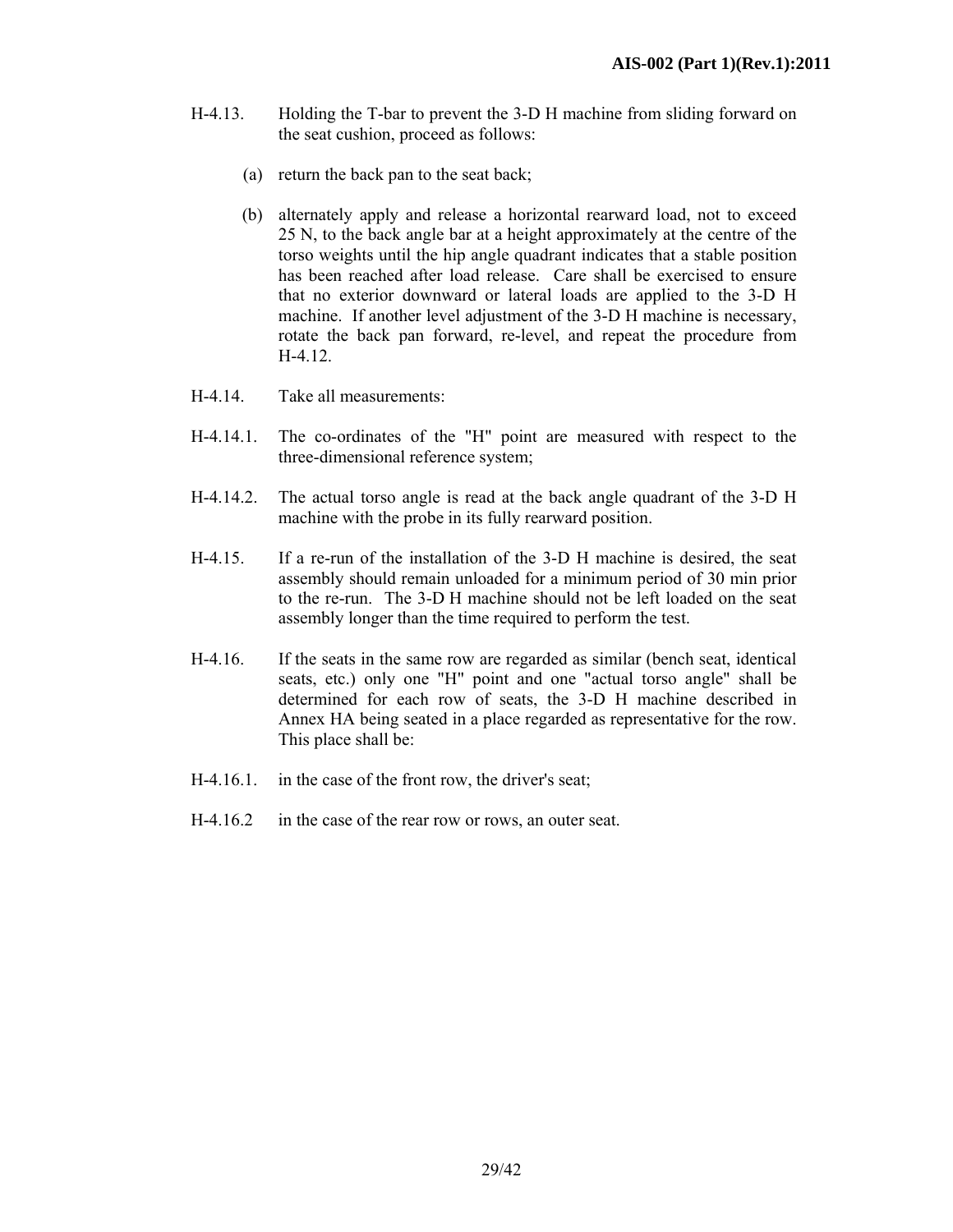H-4.13. Holding the T-bar to prevent the 3-D H machine from sliding forward on the seat cushion, proceed as follows:

(a) return the back pan to the seat back;

(b) alternately apply and release a horizontal rearward load, not to exceed 25 N, to the back angle bar at a height approximately at the centre of the torso weights until the hip angle quadrant indicates that a stable position has been reached after load release. Care shall be exercised to ensure that no exterior downward or lateral loads are applied to the 3-D H machine. If another level adjustment of the 3-D H machine is necessary, rotate the back pan forward, re-level, and repeat the procedure from H-4.12.

H-4.14. Take all measurements:

H-4.14.1. The co-ordinates of the "H" point are measured with respect to the three-dimensional reference system;

H-4.14.2. The actual torso angle is read at the back angle quadrant of the 3-D H machine with the probe in its fully rearward position.

H-4.15. If a re-run of the installation of the 3-D H machine is desired, the seat assembly should remain unloaded for a minimum period of 30 min prior to the re-run. The 3-D H machine should not be left loaded on the seat assembly longer than the time required to perform the test.

H-4.16. If the seats in the same row are regarded as similar (bench seat, identical seats, etc.) only one "H" point and one "actual torso angle" shall be determined for each row of seats, the 3-D H machine described in Annex HA being seated in a place regarded as representative for the row. This place shall be:

H-4.16.1. in the case of the front row, the driver's seat;

H-4.16.2 in the case of the rear row or rows, an outer seat.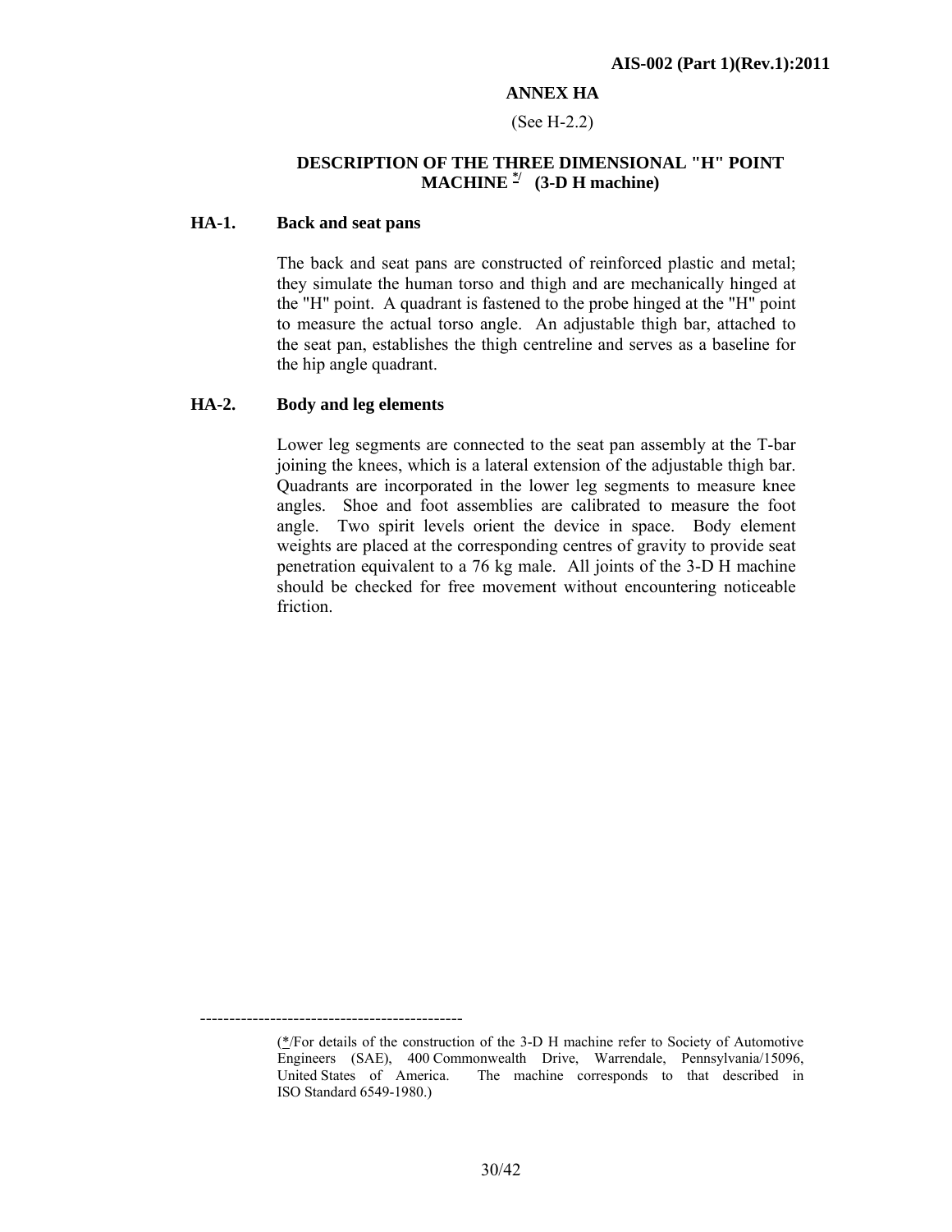## ANNEX HA

(See H-2.2)

### DESCRIPTION OF THE THREE DIMENSIONAL "H" POINT MACHINE */ (3-D H machine)

**HA-1. Back and seat pans**

The back and seat pans are constructed of reinforced plastic and metal; they simulate the human torso and thigh and are mechanically hinged at the "H" point. A quadrant is fastened to the probe hinged at the "H" point to measure the actual torso angle. An adjustable thigh bar, attached to the seat pan, establishes the thigh centreline and serves as a baseline for the hip angle quadrant.

**HA-2. Body and leg elements**

Lower leg segments are connected to the seat pan assembly at the T-bar joining the knees, which is a lateral extension of the adjustable thigh bar. Quadrants are incorporated in the lower leg segments to measure knee angles. Shoe and foot assemblies are calibrated to measure the foot angle. Two spirit levels orient the device in space. Body element weights are placed at the corresponding centres of gravity to provide seat penetration equivalent to a 76 kg male. All joints of the 3-D H machine should be checked for free movement without encountering noticeable friction.

---

(*/For details of the construction of the 3-D H machine refer to Society of Automotive Engineers (SAE), 400 Commonwealth Drive, Warrendale, Pennsylvania/15096, United States of America. The machine corresponds to that described in ISO Standard 6549-1980.)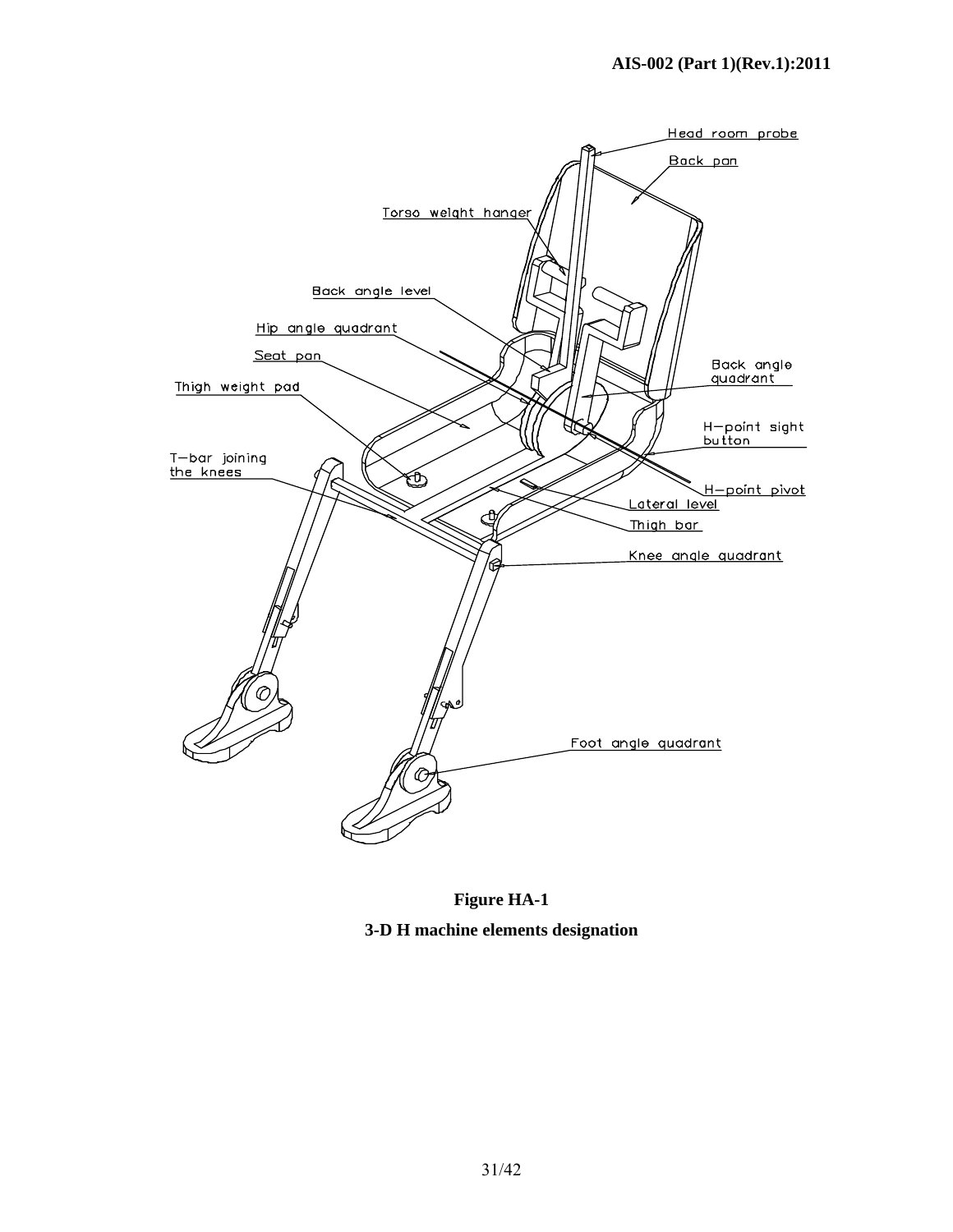**Figure HA-1**

**3-D H machine elements designation**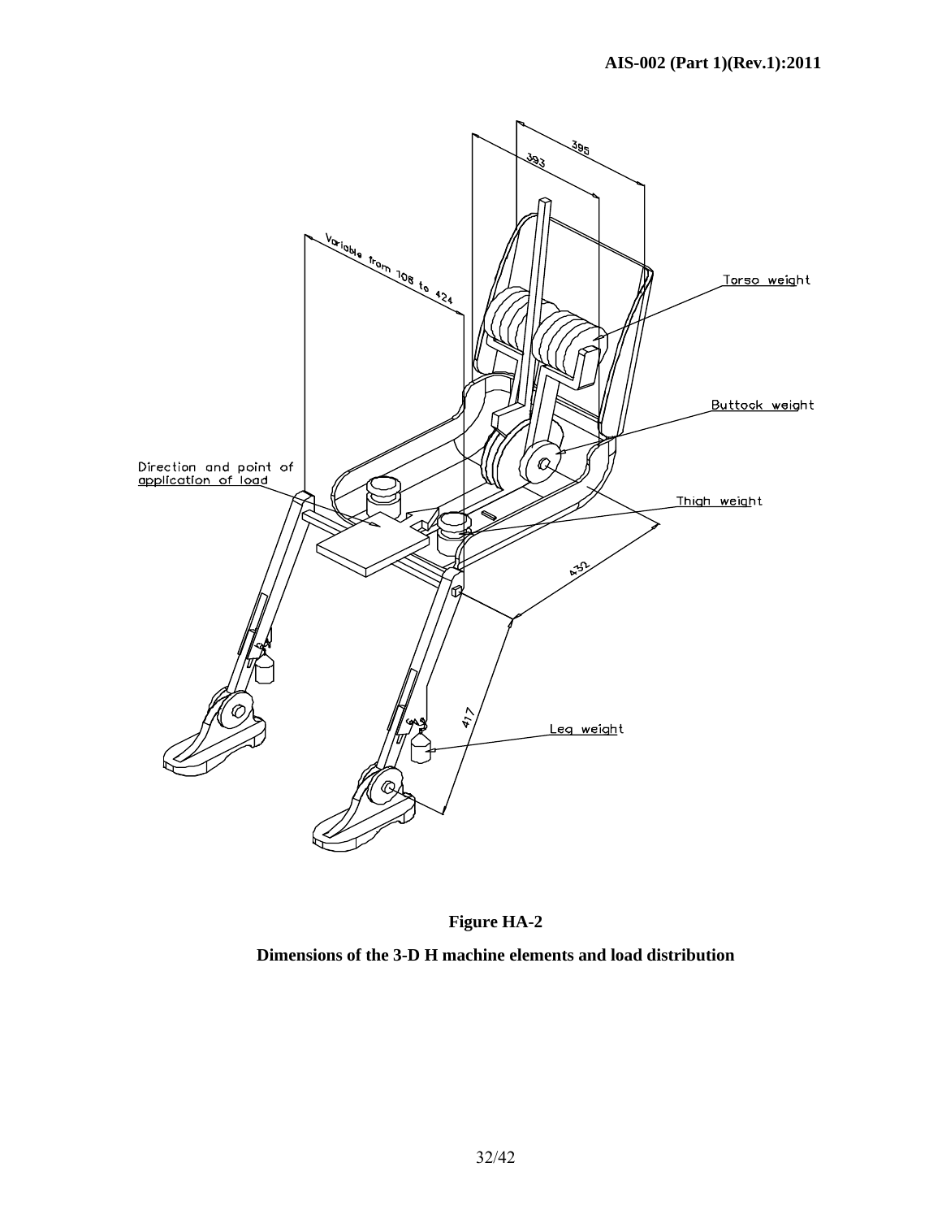**Figure HA-2**

**Dimensions of the 3-D H machine elements and load distribution**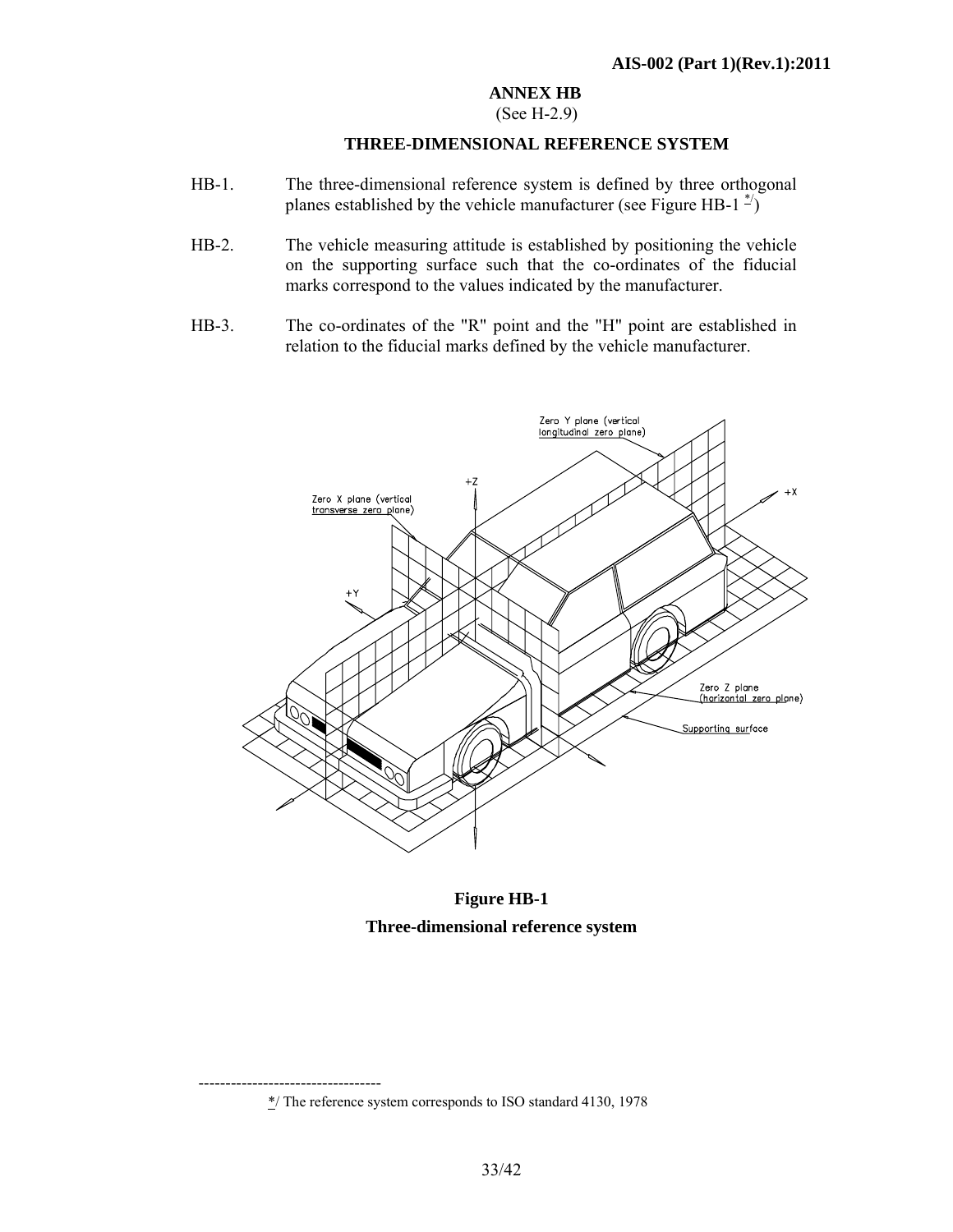## ANNEX HB

(See H-2.9)

### THREE-DIMENSIONAL REFERENCE SYSTEM

HB-1. The three-dimensional reference system is defined by three orthogonal planes established by the vehicle manufacturer (see Figure HB-1 */)

HB-2. The vehicle measuring attitude is established by positioning the vehicle on the supporting surface such that the co-ordinates of the fiducial marks correspond to the values indicated by the manufacturer.

HB-3. The co-ordinates of the "R" point and the "H" point are established in relation to the fiducial marks defined by the vehicle manufacturer.

**Figure HB-1**

**Three-dimensional reference system**

---

*/ The reference system corresponds to ISO standard 4130, 1978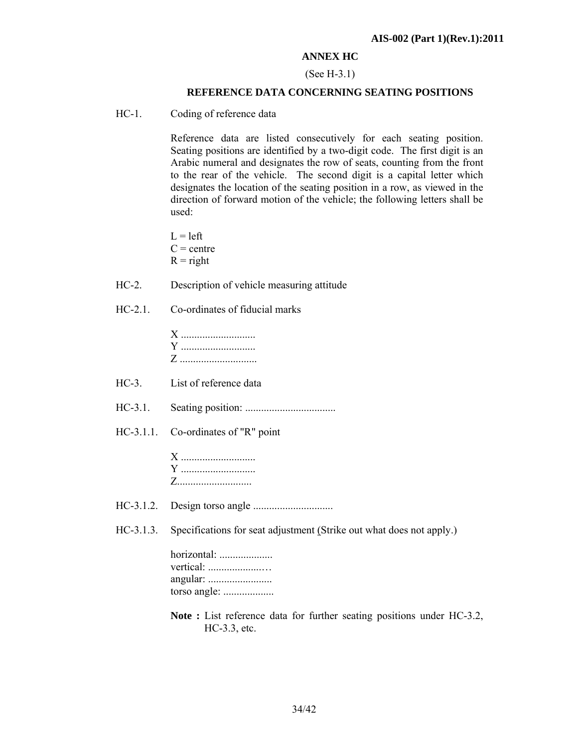## ANNEX HC

(See H-3.1)

### REFERENCE DATA CONCERNING SEATING POSITIONS

HC-1. Coding of reference data

Reference data are listed consecutively for each seating position. Seating positions are identified by a two-digit code. The first digit is an Arabic numeral and designates the row of seats, counting from the front to the rear of the vehicle. The second digit is a capital letter which designates the location of the seating position in a row, as viewed in the direction of forward motion of the vehicle; the following letters shall be used:

L = left
C = centre
R = right

HC-2. Description of vehicle measuring attitude

HC-2.1. Co-ordinates of fiducial marks

X ...........................
Y ...........................
Z ............................

HC-3. List of reference data

HC-3.1. Seating position: .................................

HC-3.1.1. Co-ordinates of "R" point

X ...........................
Y ...........................
Z...........................

HC-3.1.2. Design torso angle .............................

HC-3.1.3. Specifications for seat adjustment (Strike out what does not apply.)

horizontal: ...................
vertical: ....................…
angular: .......................
torso angle: ...................

**Note :** List reference data for further seating positions under HC-3.2, HC-3.3, etc.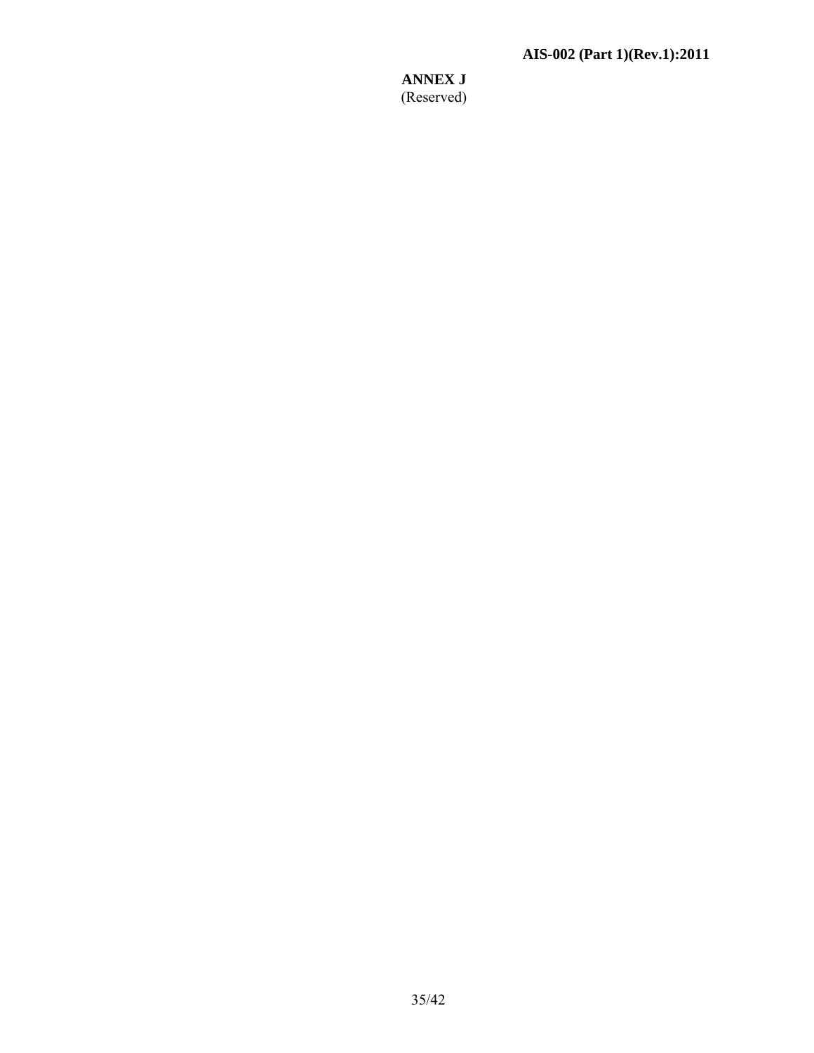# ANNEX J

(Reserved)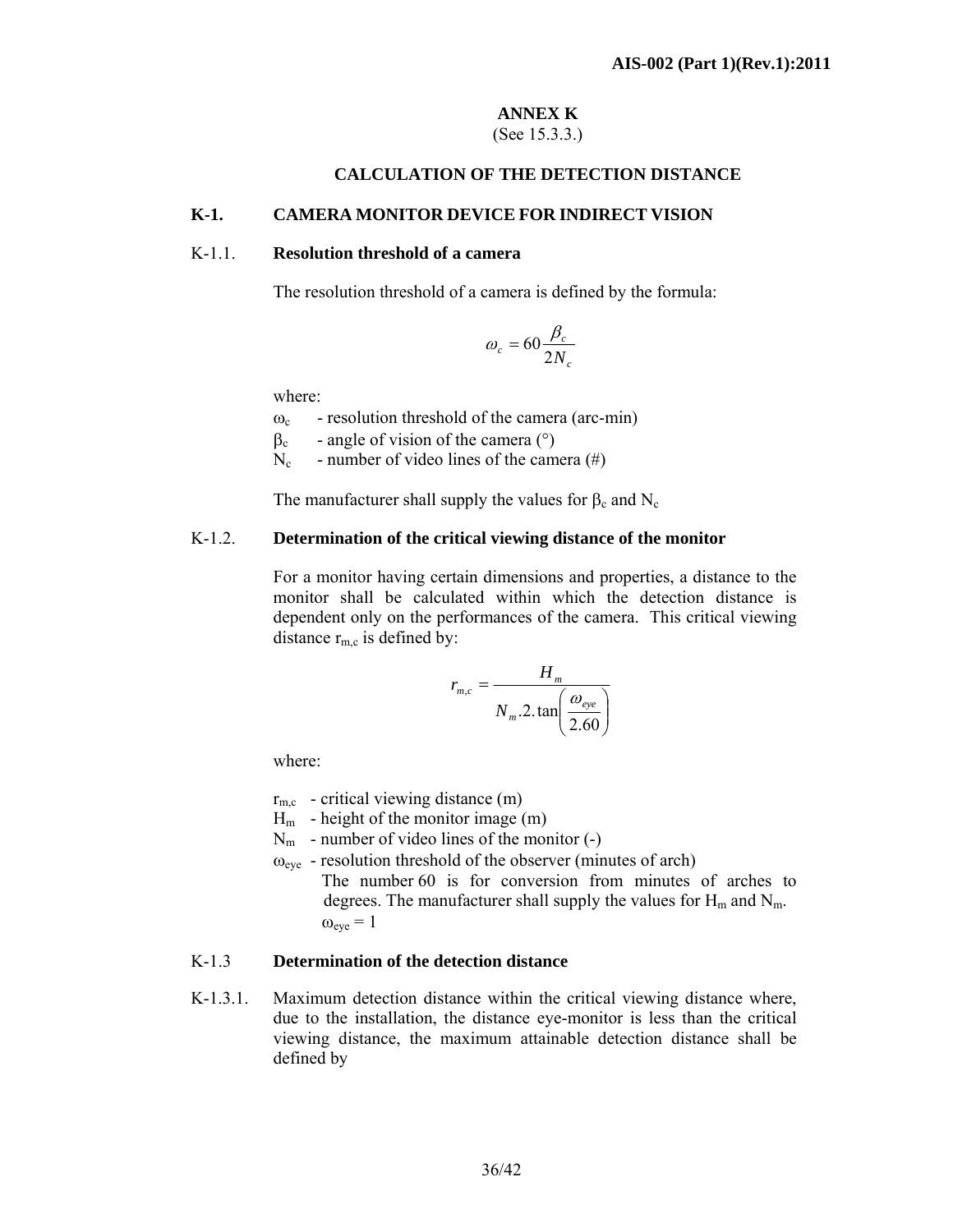# ANNEX K

(See 15.3.3.)

## CALCULATION OF THE DETECTION DISTANCE

### K-1. CAMERA MONITOR DEVICE FOR INDIRECT VISION

#### K-1.1. Resolution threshold of a camera

The resolution threshold of a camera is defined by the formula:

$$\omega_c = 60 \frac{\beta_c}{2N_c}$$

where:

$\omega_c$ - resolution threshold of the camera (arc-min)

$\beta_c$ - angle of vision of the camera (°)

$N_c$ - number of video lines of the camera (#)

The manufacturer shall supply the values for $\beta_c$ and $N_c$

#### K-1.2. Determination of the critical viewing distance of the monitor

For a monitor having certain dimensions and properties, a distance to the monitor shall be calculated within which the detection distance is dependent only on the performances of the camera. This critical viewing distance $r_{m,c}$ is defined by:

$$r_{m,c} = \frac{H_m}{N_m.2.\tan\left(\frac{\omega_{eye}}{2.60}\right)}$$

where:

$r_{m,c}$ - critical viewing distance (m)

$H_m$ - height of the monitor image (m)

$N_m$ - number of video lines of the monitor (-)

$\omega_{eye}$ - resolution threshold of the observer (minutes of arch)

The number 60 is for conversion from minutes of arches to degrees. The manufacturer shall supply the values for $H_m$ and $N_m$.

$\omega_{eye} = 1$

#### K-1.3 Determination of the detection distance

K-1.3.1. Maximum detection distance within the critical viewing distance where, due to the installation, the distance eye-monitor is less than the critical viewing distance, the maximum attainable detection distance shall be defined by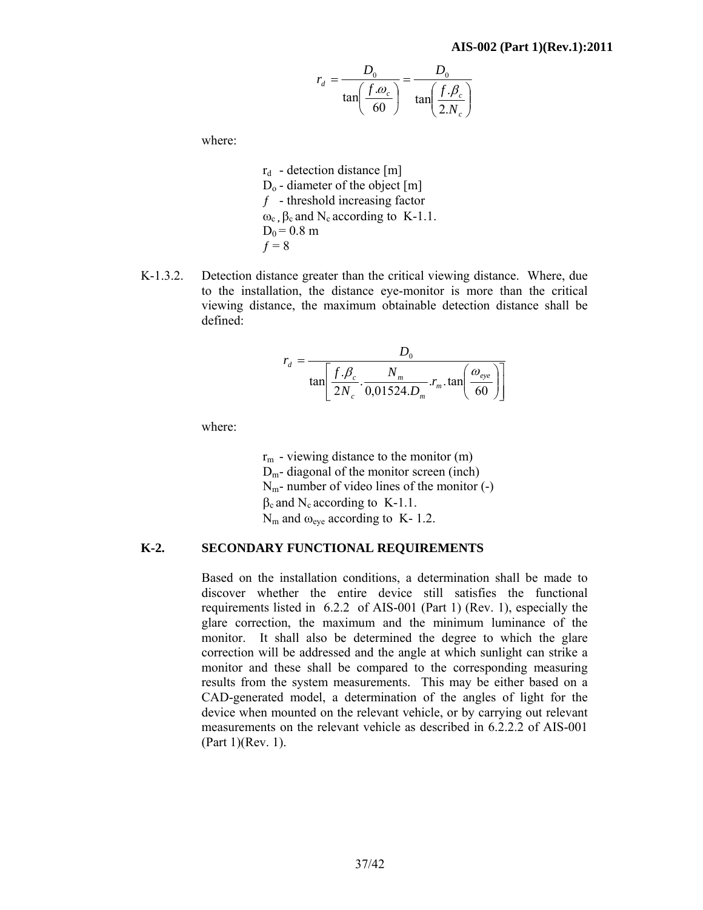$$r_d = \frac{D_0}{\tan\left(\frac{f.\omega_c}{60}\right)} = \frac{D_0}{\tan\left(\frac{f.\beta_c}{2.N_c}\right)}$$

where:

> $r_d$ - detection distance [m]
> $D_o$ - diameter of the object [m]
> $f$ - threshold increasing factor
> $\omega_c$ , $\beta_c$ and $N_c$ according to K-1.1.
> $D_0 = 0.8$ m
> $f = 8$

K-1.3.2. Detection distance greater than the critical viewing distance. Where, due to the installation, the distance eye-monitor is more than the critical viewing distance, the maximum obtainable detection distance shall be defined:

$$r_d = \frac{D_0}{\tan\left[\frac{f.\beta_c}{2N_c}.\frac{N_m}{0{,}01524.D_m}.r_m.\tan\left(\frac{\omega_{eye}}{60}\right)\right]}$$

where:

> $r_m$ - viewing distance to the monitor (m)
> $D_m$- diagonal of the monitor screen (inch)
> $N_m$- number of video lines of the monitor (-)
> $\beta_c$ and $N_c$ according to K-1.1.
> $N_m$ and $\omega_{eye}$ according to K- 1.2.

## K-2. SECONDARY FUNCTIONAL REQUIREMENTS

Based on the installation conditions, a determination shall be made to discover whether the entire device still satisfies the functional requirements listed in 6.2.2 of AIS-001 (Part 1) (Rev. 1), especially the glare correction, the maximum and the minimum luminance of the monitor. It shall also be determined the degree to which the glare correction will be addressed and the angle at which sunlight can strike a monitor and these shall be compared to the corresponding measuring results from the system measurements. This may be either based on a CAD-generated model, a determination of the angles of light for the device when mounted on the relevant vehicle, or by carrying out relevant measurements on the relevant vehicle as described in 6.2.2.2 of AIS-001 (Part 1)(Rev. 1).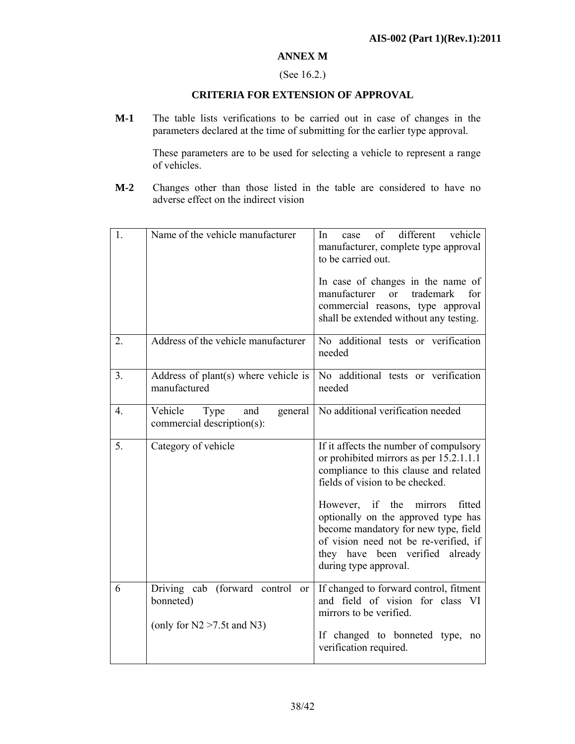## ANNEX M

(See 16.2.)

### CRITERIA FOR EXTENSION OF APPROVAL

**M-1** The table lists verifications to be carried out in case of changes in the parameters declared at the time of submitting for the earlier type approval.

These parameters are to be used for selecting a vehicle to represent a range of vehicles.

**M-2** Changes other than those listed in the table are considered to have no adverse effect on the indirect vision

| | | |
|---|---|---|
| 1. | Name of the vehicle manufacturer | In case of different vehicle manufacturer, complete type approval to be carried out.<br><br>In case of changes in the name of manufacturer or trademark for commercial reasons, type approval shall be extended without any testing. |
| 2. | Address of the vehicle manufacturer | No additional tests or verification needed |
| 3. | Address of plant(s) where vehicle is manufactured | No additional tests or verification needed |
| 4. | Vehicle Type and general commercial description(s): | No additional verification needed |
| 5. | Category of vehicle | If it affects the number of compulsory or prohibited mirrors as per 15.2.1.1.1 compliance to this clause and related fields of vision to be checked.<br><br>However, if the mirrors fitted optionally on the approved type has become mandatory for new type, field of vision need not be re-verified, if they have been verified already during type approval. |
| 6 | Driving cab (forward control or bonneted)<br><br>(only for N2 >7.5t and N3) | If changed to forward control, fitment and field of vision for class VI mirrors to be verified.<br><br>If changed to bonneted type, no verification required. |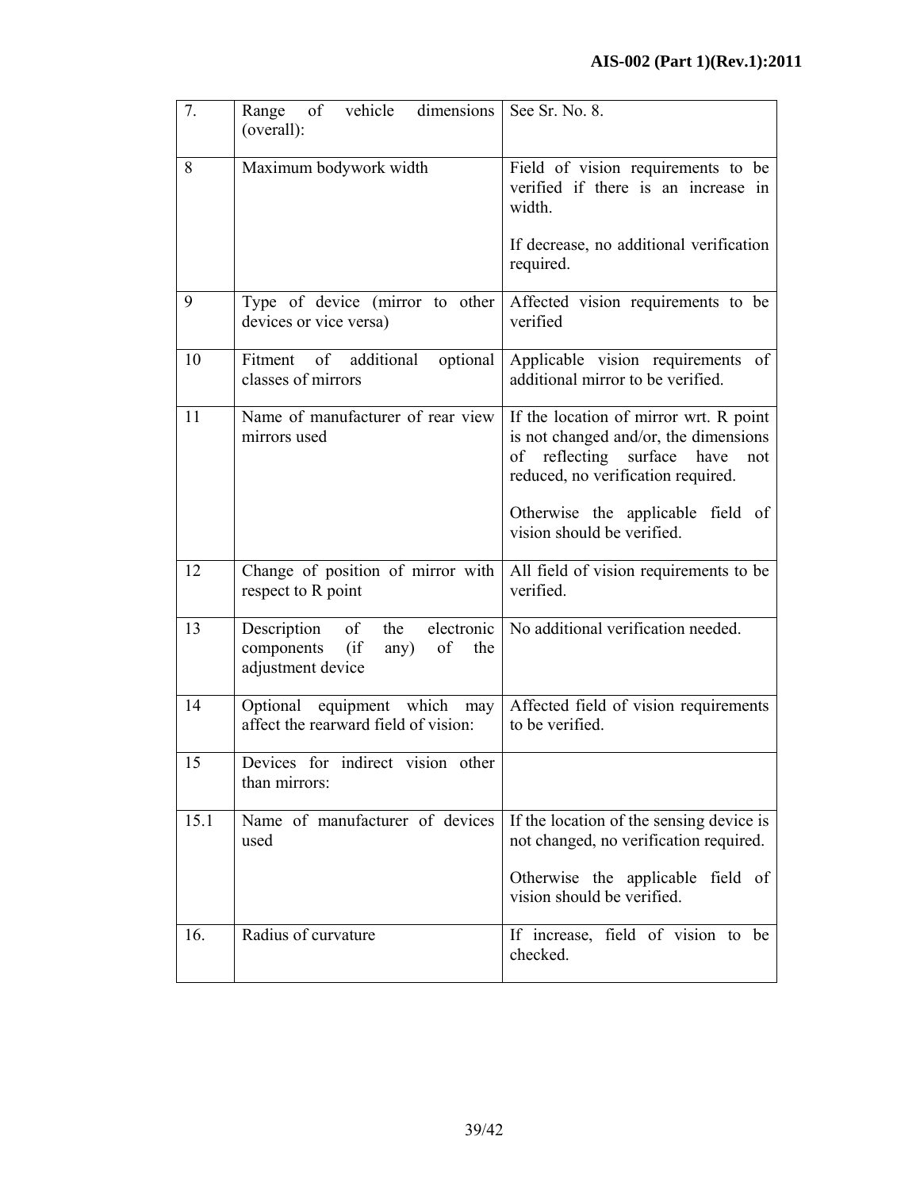| | | |
|---|---|---|
| 7. | Range of vehicle dimensions (overall): | See Sr. No. 8. |
| 8 | Maximum bodywork width | Field of vision requirements to be verified if there is an increase in width.<br><br>If decrease, no additional verification required. |
| 9 | Type of device (mirror to other devices or vice versa) | Affected vision requirements to be verified |
| 10 | Fitment of additional optional classes of mirrors | Applicable vision requirements of additional mirror to be verified. |
| 11 | Name of manufacturer of rear view mirrors used | If the location of mirror wrt. R point is not changed and/or, the dimensions of reflecting surface have not reduced, no verification required.<br><br>Otherwise the applicable field of vision should be verified. |
| 12 | Change of position of mirror with respect to R point | All field of vision requirements to be verified. |
| 13 | Description of the electronic components (if any) of the adjustment device | No additional verification needed. |
| 14 | Optional equipment which may affect the rearward field of vision: | Affected field of vision requirements to be verified. |
| 15 | Devices for indirect vision other than mirrors: | |
| 15.1 | Name of manufacturer of devices used | If the location of the sensing device is not changed, no verification required.<br><br>Otherwise the applicable field of vision should be verified. |
| 16. | Radius of curvature | If increase, field of vision to be checked. |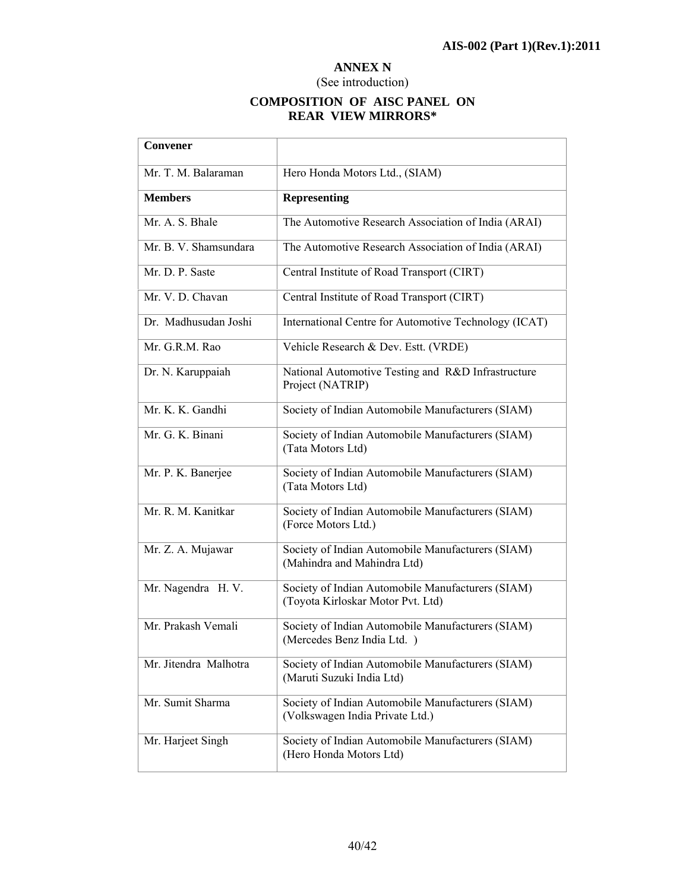## ANNEX N

(See introduction)

## COMPOSITION OF AISC PANEL ON REAR VIEW MIRRORS*

| **Convener** | |
|---|---|
| Mr. T. M. Balaraman | Hero Honda Motors Ltd., (SIAM) |
| **Members** | **Representing** |
| Mr. A. S. Bhale | The Automotive Research Association of India (ARAI) |
| Mr. B. V. Shamsundara | The Automotive Research Association of India (ARAI) |
| Mr. D. P. Saste | Central Institute of Road Transport (CIRT) |
| Mr. V. D. Chavan | Central Institute of Road Transport (CIRT) |
| Dr. Madhusudan Joshi | International Centre for Automotive Technology (ICAT) |
| Mr. G.R.M. Rao | Vehicle Research & Dev. Estt. (VRDE) |
| Dr. N. Karuppaiah | National Automotive Testing and R&D Infrastructure Project (NATRIP) |
| Mr. K. K. Gandhi | Society of Indian Automobile Manufacturers (SIAM) |
| Mr. G. K. Binani | Society of Indian Automobile Manufacturers (SIAM) (Tata Motors Ltd) |
| Mr. P. K. Banerjee | Society of Indian Automobile Manufacturers (SIAM) (Tata Motors Ltd) |
| Mr. R. M. Kanitkar | Society of Indian Automobile Manufacturers (SIAM) (Force Motors Ltd.) |
| Mr. Z. A. Mujawar | Society of Indian Automobile Manufacturers (SIAM) (Mahindra and Mahindra Ltd) |
| Mr. Nagendra H. V. | Society of Indian Automobile Manufacturers (SIAM) (Toyota Kirloskar Motor Pvt. Ltd) |
| Mr. Prakash Vemali | Society of Indian Automobile Manufacturers (SIAM) (Mercedes Benz India Ltd. ) |
| Mr. Jitendra Malhotra | Society of Indian Automobile Manufacturers (SIAM) (Maruti Suzuki India Ltd) |
| Mr. Sumit Sharma | Society of Indian Automobile Manufacturers (SIAM) (Volkswagen India Private Ltd.) |
| Mr. Harjeet Singh | Society of Indian Automobile Manufacturers (SIAM) (Hero Honda Motors Ltd) |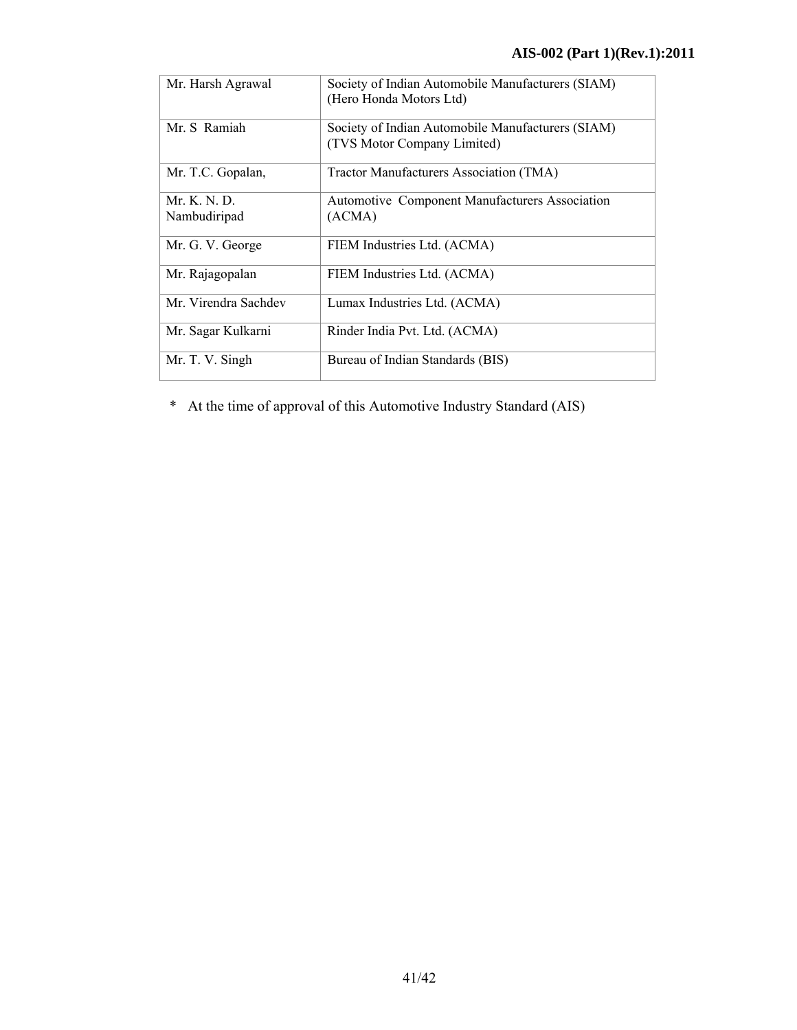| | |
|---|---|
| Mr. Harsh Agrawal | Society of Indian Automobile Manufacturers (SIAM) (Hero Honda Motors Ltd) |
| Mr. S Ramiah | Society of Indian Automobile Manufacturers (SIAM) (TVS Motor Company Limited) |
| Mr. T.C. Gopalan, | Tractor Manufacturers Association (TMA) |
| Mr. K. N. D. Nambudiripad | Automotive Component Manufacturers Association (ACMA) |
| Mr. G. V. George | FIEM Industries Ltd. (ACMA) |
| Mr. Rajagopalan | FIEM Industries Ltd. (ACMA) |
| Mr. Virendra Sachdev | Lumax Industries Ltd. (ACMA) |
| Mr. Sagar Kulkarni | Rinder India Pvt. Ltd. (ACMA) |
| Mr. T. V. Singh | Bureau of Indian Standards (BIS) |

\* At the time of approval of this Automotive Industry Standard (AIS)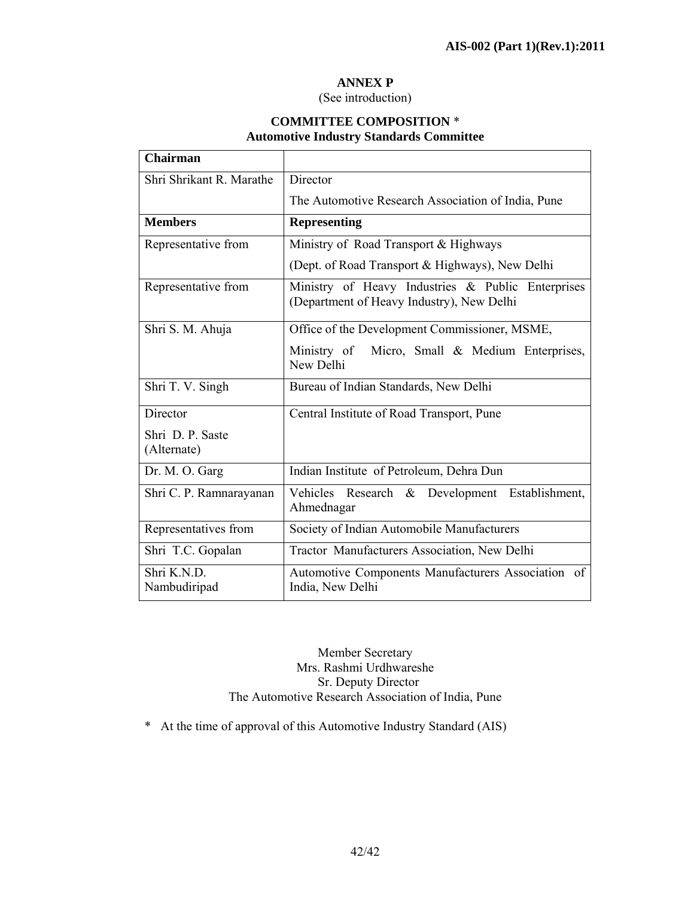## ANNEX P

(See introduction)

### COMMITTEE COMPOSITION *
### Automotive Industry Standards Committee

| **Chairman** | |
|---|---|
| Shri Shrikant R. Marathe | Director<br>The Automotive Research Association of India, Pune |
| **Members** | **Representing** |
| Representative from | Ministry of Road Transport & Highways<br>(Dept. of Road Transport & Highways), New Delhi |
| Representative from | Ministry of Heavy Industries & Public Enterprises (Department of Heavy Industry), New Delhi |
| Shri S. M. Ahuja | Office of the Development Commissioner, MSME,<br>Ministry of Micro, Small & Medium Enterprises, New Delhi |
| Shri T. V. Singh | Bureau of Indian Standards, New Delhi |
| Director<br>Shri D. P. Saste (Alternate) | Central Institute of Road Transport, Pune |
| Dr. M. O. Garg | Indian Institute of Petroleum, Dehra Dun |
| Shri C. P. Ramnarayanan | Vehicles Research & Development Establishment, Ahmednagar |
| Representatives from | Society of Indian Automobile Manufacturers |
| Shri T.C. Gopalan | Tractor Manufacturers Association, New Delhi |
| Shri K.N.D. Nambudiripad | Automotive Components Manufacturers Association of India, New Delhi |

Member Secretary
Mrs. Rashmi Urdhwareshe
Sr. Deputy Director
The Automotive Research Association of India, Pune

\* At the time of approval of this Automotive Industry Standard (AIS)